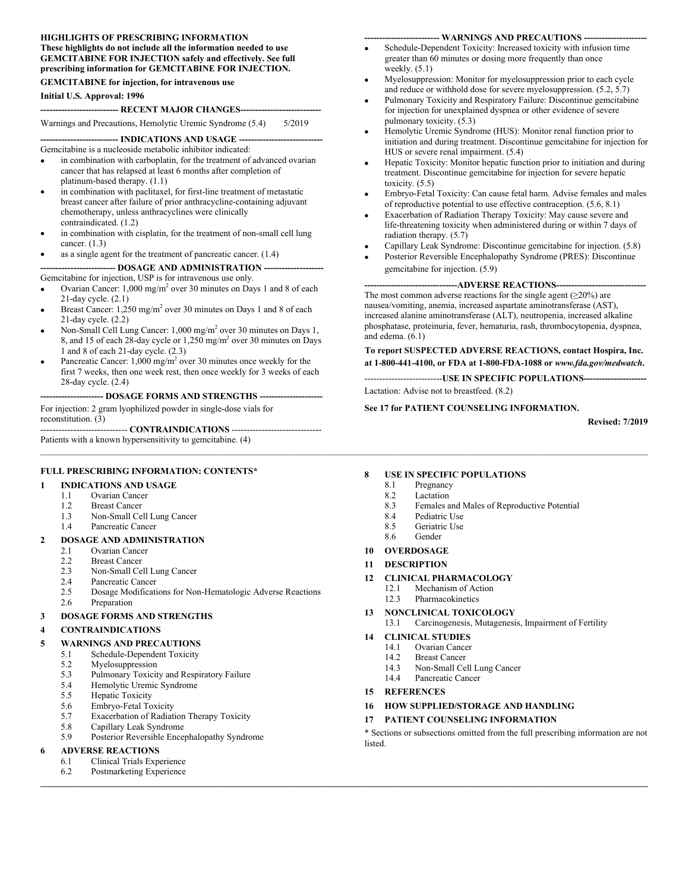**HIGHLIGHTS OF PRESCRIBING INFORMATION**
**These highlights do not include all the information needed to use GEMCITABINE FOR INJECTION safely and effectively. See full prescribing information for GEMCITABINE FOR INJECTION.**

**GEMCITABINE for injection, for intravenous use**

**Initial U.S. Approval: 1996**

**--------------------------- RECENT MAJOR CHANGES---------------------------**

Warnings and Precautions, Hemolytic Uremic Syndrome (5.4) 5/2019

**--------------------------- INDICATIONS AND USAGE ---------------------------**

Gemcitabine is a nucleoside metabolic inhibitor indicated:

- in combination with carboplatin, for the treatment of advanced ovarian cancer that has relapsed at least 6 months after completion of platinum-based therapy. (1.1)
- in combination with paclitaxel, for first-line treatment of metastatic breast cancer after failure of prior anthracycline-containing adjuvant chemotherapy, unless anthracyclines were clinically contraindicated. (1.2)
- in combination with cisplatin, for the treatment of non-small cell lung cancer. (1.3)
- as a single agent for the treatment of pancreatic cancer. (1.4)

**------------------------- DOSAGE AND ADMINISTRATION -------------------------**

Gemcitabine for injection, USP is for intravenous use only.

- Ovarian Cancer: 1,000 mg/$m^2$ over 30 minutes on Days 1 and 8 of each 21-day cycle. (2.1)
- Breast Cancer: 1,250 mg/$m^2$ over 30 minutes on Days 1 and 8 of each 21-day cycle. (2.2)
- Non-Small Cell Lung Cancer: 1,000 mg/$m^2$ over 30 minutes on Days 1, 8, and 15 of each 28-day cycle or 1,250 mg/$m^2$ over 30 minutes on Days 1 and 8 of each 21-day cycle. (2.3)
- Pancreatic Cancer: 1,000 mg/$m^2$ over 30 minutes once weekly for the first 7 weeks, then one week rest, then once weekly for 3 weeks of each 28-day cycle. (2.4)

**--------------------- DOSAGE FORMS AND STRENGTHS ---------------------**

For injection: 2 gram lyophilized powder in single-dose vials for reconstitution. (3)

**------------------------------ CONTRAINDICATIONS ------------------------------**

Patients with a known hypersensitivity to gemcitabine. (4)

**------------------------- WARNINGS AND PRECAUTIONS -------------------------**

- Schedule-Dependent Toxicity: Increased toxicity with infusion time greater than 60 minutes or dosing more frequently than once weekly. (5.1)
- Myelosuppression: Monitor for myelosuppression prior to each cycle and reduce or withhold dose for severe myelosuppression. (5.2, 5.7)
- Pulmonary Toxicity and Respiratory Failure: Discontinue gemcitabine for injection for unexplained dyspnea or other evidence of severe pulmonary toxicity. (5.3)
- Hemolytic Uremic Syndrome (HUS): Monitor renal function prior to initiation and during treatment. Discontinue gemcitabine for injection for HUS or severe renal impairment. (5.4)
- Hepatic Toxicity: Monitor hepatic function prior to initiation and during treatment. Discontinue gemcitabine for injection for severe hepatic toxicity. (5.5)
- Embryo-Fetal Toxicity: Can cause fetal harm. Advise females and males of reproductive potential to use effective contraception. (5.6, 8.1)
- Exacerbation of Radiation Therapy Toxicity: May cause severe and life-threatening toxicity when administered during or within 7 days of radiation therapy. (5.7)
- Capillary Leak Syndrome: Discontinue gemcitabine for injection. (5.8)
- Posterior Reversible Encephalopathy Syndrome (PRES): Discontinue gemcitabine for injection. (5.9)

**-------------------------------ADVERSE REACTIONS-------------------------------**

The most common adverse reactions for the single agent (≥20%) are nausea/vomiting, anemia, increased aspartate aminotransferase (AST), increased alanine aminotransferase (ALT), neutropenia, increased alkaline phosphatase, proteinuria, fever, hematuria, rash, thrombocytopenia, dyspnea, and edema. (6.1)

**To report SUSPECTED ADVERSE REACTIONS, contact Hospira, Inc. at 1-800-441-4100, or FDA at 1-800-FDA-1088 or *www.fda.gov/medwatch*.**

**--------------------------USE IN SPECIFIC POPULATIONS--------------------------**

Lactation: Advise not to breastfeed. (8.2)

**See 17 for PATIENT COUNSELING INFORMATION.**

**Revised: 7/2019**

---

**FULL PRESCRIBING INFORMATION: CONTENTS***

**1 INDICATIONS AND USAGE**
- 1.1 Ovarian Cancer
- 1.2 Breast Cancer
- 1.3 Non-Small Cell Lung Cancer
- 1.4 Pancreatic Cancer

**2 DOSAGE AND ADMINISTRATION**
- 2.1 Ovarian Cancer
- 2.2 Breast Cancer
- 2.3 Non-Small Cell Lung Cancer
- 2.4 Pancreatic Cancer
- 2.5 Dosage Modifications for Non-Hematologic Adverse Reactions
- 2.6 Preparation

**3 DOSAGE FORMS AND STRENGTHS**

**4 CONTRAINDICATIONS**

**5 WARNINGS AND PRECAUTIONS**
- 5.1 Schedule-Dependent Toxicity
- 5.2 Myelosuppression
- 5.3 Pulmonary Toxicity and Respiratory Failure
- 5.4 Hemolytic Uremic Syndrome
- 5.5 Hepatic Toxicity
- 5.6 Embryo-Fetal Toxicity
- 5.7 Exacerbation of Radiation Therapy Toxicity
- 5.8 Capillary Leak Syndrome
- 5.9 Posterior Reversible Encephalopathy Syndrome

**6 ADVERSE REACTIONS**
- 6.1 Clinical Trials Experience
- 6.2 Postmarketing Experience

**8 USE IN SPECIFIC POPULATIONS**
- 8.1 Pregnancy
- 8.2 Lactation
- 8.3 Females and Males of Reproductive Potential
- 8.4 Pediatric Use
- 8.5 Geriatric Use
- 8.6 Gender

**10 OVERDOSAGE**

**11 DESCRIPTION**

**12 CLINICAL PHARMACOLOGY**
- 12.1 Mechanism of Action
- 12.3 Pharmacokinetics

**13 NONCLINICAL TOXICOLOGY**
- 13.1 Carcinogenesis, Mutagenesis, Impairment of Fertility

**14 CLINICAL STUDIES**
- 14.1 Ovarian Cancer
- 14.2 Breast Cancer
- 14.3 Non-Small Cell Lung Cancer
- 14.4 Pancreatic Cancer

**15 REFERENCES**

**16 HOW SUPPLIED/STORAGE AND HANDLING**

**17 PATIENT COUNSELING INFORMATION**

* Sections or subsections omitted from the full prescribing information are not listed.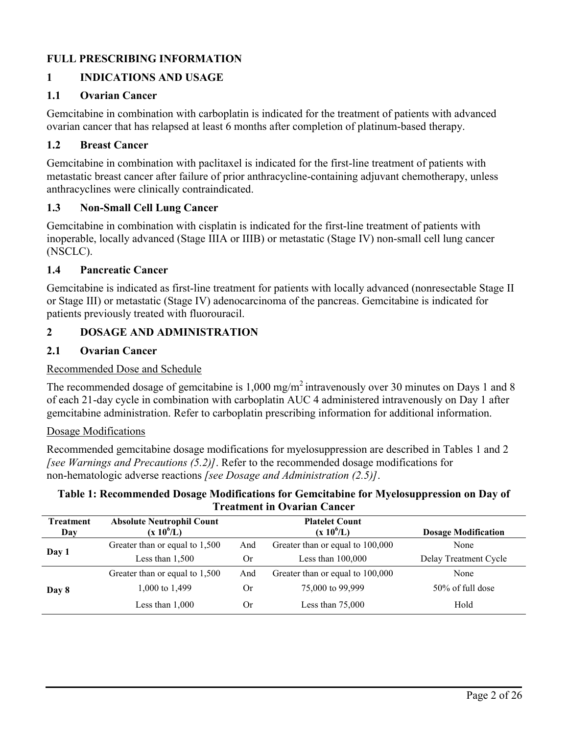# FULL PRESCRIBING INFORMATION

## 1 INDICATIONS AND USAGE

### 1.1 Ovarian Cancer

Gemcitabine in combination with carboplatin is indicated for the treatment of patients with advanced ovarian cancer that has relapsed at least 6 months after completion of platinum-based therapy.

### 1.2 Breast Cancer

Gemcitabine in combination with paclitaxel is indicated for the first-line treatment of patients with metastatic breast cancer after failure of prior anthracycline-containing adjuvant chemotherapy, unless anthracyclines were clinically contraindicated.

### 1.3 Non-Small Cell Lung Cancer

Gemcitabine in combination with cisplatin is indicated for the first-line treatment of patients with inoperable, locally advanced (Stage IIIA or IIIB) or metastatic (Stage IV) non-small cell lung cancer (NSCLC).

### 1.4 Pancreatic Cancer

Gemcitabine is indicated as first-line treatment for patients with locally advanced (nonresectable Stage II or Stage III) or metastatic (Stage IV) adenocarcinoma of the pancreas. Gemcitabine is indicated for patients previously treated with fluorouracil.

## 2 DOSAGE AND ADMINISTRATION

### 2.1 Ovarian Cancer

Recommended Dose and Schedule

The recommended dosage of gemcitabine is 1,000 $mg/m^2$ intravenously over 30 minutes on Days 1 and 8 of each 21-day cycle in combination with carboplatin AUC 4 administered intravenously on Day 1 after gemcitabine administration. Refer to carboplatin prescribing information for additional information.

Dosage Modifications

Recommended gemcitabine dosage modifications for myelosuppression are described in Tables 1 and 2 *[see Warnings and Precautions (5.2)]*. Refer to the recommended dosage modifications for non-hematologic adverse reactions *[see Dosage and Administration (2.5)]*.

**Table 1: Recommended Dosage Modifications for Gemcitabine for Myelosuppression on Day of Treatment in Ovarian Cancer**

| Treatment Day | Absolute Neutrophil Count ($x\ 10^6/L$) | | Platelet Count ($x\ 10^6/L$) | Dosage Modification |
|---|---|---|---|---|
| Day 1 | Greater than or equal to 1,500 | And | Greater than or equal to 100,000 | None |
| | Less than 1,500 | Or | Less than 100,000 | Delay Treatment Cycle |
| Day 8 | Greater than or equal to 1,500 | And | Greater than or equal to 100,000 | None |
| | 1,000 to 1,499 | Or | 75,000 to 99,999 | 50% of full dose |
| | Less than 1,000 | Or | Less than 75,000 | Hold |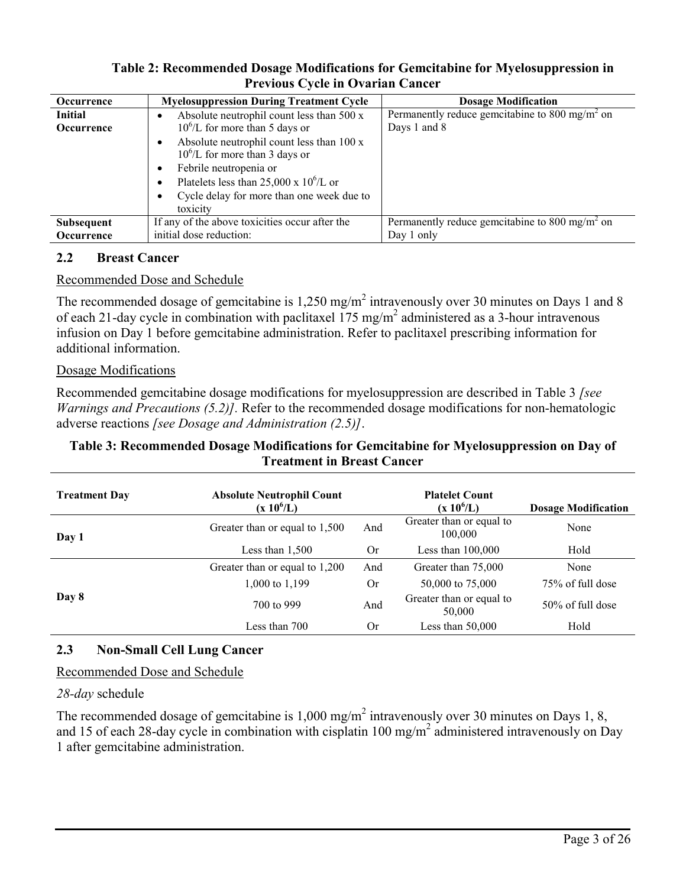**Table 2: Recommended Dosage Modifications for Gemcitabine for Myelosuppression in Previous Cycle in Ovarian Cancer**

| Occurrence | Myelosuppression During Treatment Cycle | Dosage Modification |
|---|---|---|
| **Initial Occurrence** | • Absolute neutrophil count less than 500 x $10^6$/L for more than 5 days or<br>• Absolute neutrophil count less than 100 x $10^6$/L for more than 3 days or<br>• Febrile neutropenia or<br>• Platelets less than 25,000 x $10^6$/L or<br>• Cycle delay for more than one week due to toxicity | Permanently reduce gemcitabine to 800 mg/m$^2$ on Days 1 and 8 |
| **Subsequent Occurrence** | If any of the above toxicities occur after the initial dose reduction: | Permanently reduce gemcitabine to 800 mg/m$^2$ on Day 1 only |

## 2.2 Breast Cancer

Recommended Dose and Schedule

The recommended dosage of gemcitabine is 1,250 mg/m$^2$ intravenously over 30 minutes on Days 1 and 8 of each 21-day cycle in combination with paclitaxel 175 mg/m$^2$ administered as a 3-hour intravenous infusion on Day 1 before gemcitabine administration. Refer to paclitaxel prescribing information for additional information.

Dosage Modifications

Recommended gemcitabine dosage modifications for myelosuppression are described in Table 3 *[see Warnings and Precautions (5.2)]*. Refer to the recommended dosage modifications for non-hematologic adverse reactions *[see Dosage and Administration (2.5)]*.

**Table 3: Recommended Dosage Modifications for Gemcitabine for Myelosuppression on Day of Treatment in Breast Cancer**

| Treatment Day | Absolute Neutrophil Count (x $10^6$/L) | | Platelet Count (x $10^6$/L) | Dosage Modification |
|---|---|---|---|---|
| Day 1 | Greater than or equal to 1,500 | And | Greater than or equal to 100,000 | None |
| | Less than 1,500 | Or | Less than 100,000 | Hold |
| Day 8 | Greater than or equal to 1,200 | And | Greater than 75,000 | None |
| | 1,000 to 1,199 | Or | 50,000 to 75,000 | 75% of full dose |
| | 700 to 999 | And | Greater than or equal to 50,000 | 50% of full dose |
| | Less than 700 | Or | Less than 50,000 | Hold |

## 2.3 Non-Small Cell Lung Cancer

Recommended Dose and Schedule

*28-day* schedule

The recommended dosage of gemcitabine is 1,000 mg/m$^2$ intravenously over 30 minutes on Days 1, 8, and 15 of each 28-day cycle in combination with cisplatin 100 mg/m$^2$ administered intravenously on Day 1 after gemcitabine administration.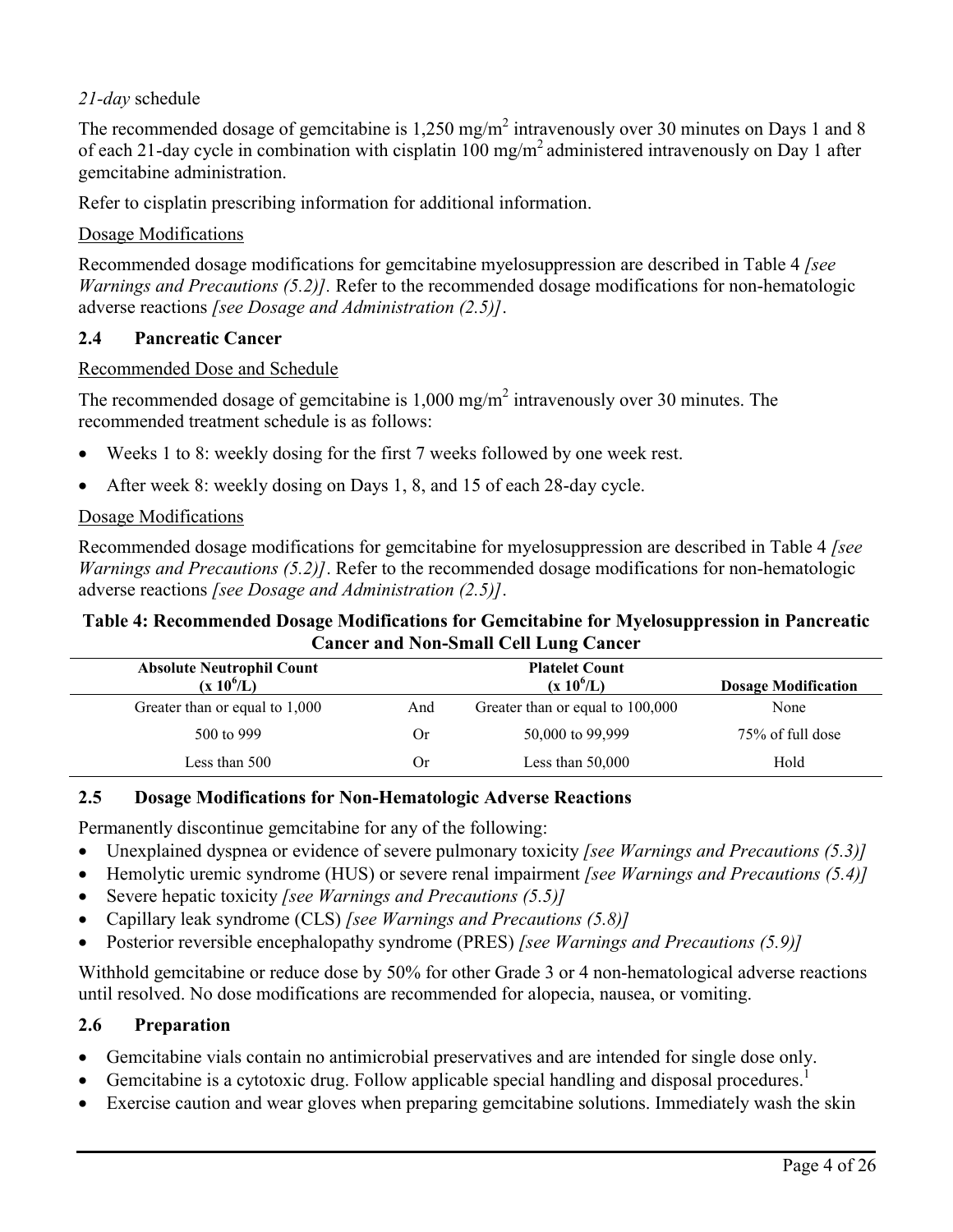*21-day* schedule

The recommended dosage of gemcitabine is 1,250 mg/m$^2$ intravenously over 30 minutes on Days 1 and 8 of each 21-day cycle in combination with cisplatin 100 mg/m$^2$ administered intravenously on Day 1 after gemcitabine administration.

Refer to cisplatin prescribing information for additional information.

Dosage Modifications

Recommended dosage modifications for gemcitabine myelosuppression are described in Table 4 *[see Warnings and Precautions (5.2)]*. Refer to the recommended dosage modifications for non-hematologic adverse reactions *[see Dosage and Administration (2.5)]*.

### 2.4 Pancreatic Cancer

Recommended Dose and Schedule

The recommended dosage of gemcitabine is 1,000 mg/m$^2$ intravenously over 30 minutes. The recommended treatment schedule is as follows:

- Weeks 1 to 8: weekly dosing for the first 7 weeks followed by one week rest.
- After week 8: weekly dosing on Days 1, 8, and 15 of each 28-day cycle.

Dosage Modifications

Recommended dosage modifications for gemcitabine for myelosuppression are described in Table 4 *[see Warnings and Precautions (5.2)]*. Refer to the recommended dosage modifications for non-hematologic adverse reactions *[see Dosage and Administration (2.5)]*.

**Table 4: Recommended Dosage Modifications for Gemcitabine for Myelosuppression in Pancreatic Cancer and Non-Small Cell Lung Cancer**

| Absolute Neutrophil Count ($x 10^6$/L) | | Platelet Count ($x 10^6$/L) | Dosage Modification |
|---|---|---|---|
| Greater than or equal to 1,000 | And | Greater than or equal to 100,000 | None |
| 500 to 999 | Or | 50,000 to 99,999 | 75% of full dose |
| Less than 500 | Or | Less than 50,000 | Hold |

### 2.5 Dosage Modifications for Non-Hematologic Adverse Reactions

Permanently discontinue gemcitabine for any of the following:

- Unexplained dyspnea or evidence of severe pulmonary toxicity *[see Warnings and Precautions (5.3)]*
- Hemolytic uremic syndrome (HUS) or severe renal impairment *[see Warnings and Precautions (5.4)]*
- Severe hepatic toxicity *[see Warnings and Precautions (5.5)]*
- Capillary leak syndrome (CLS) *[see Warnings and Precautions (5.8)]*
- Posterior reversible encephalopathy syndrome (PRES) *[see Warnings and Precautions (5.9)]*

Withhold gemcitabine or reduce dose by 50% for other Grade 3 or 4 non-hematological adverse reactions until resolved. No dose modifications are recommended for alopecia, nausea, or vomiting.

### 2.6 Preparation

- Gemcitabine vials contain no antimicrobial preservatives and are intended for single dose only.
- Gemcitabine is a cytotoxic drug. Follow applicable special handling and disposal procedures.[1]
- Exercise caution and wear gloves when preparing gemcitabine solutions. Immediately wash the skin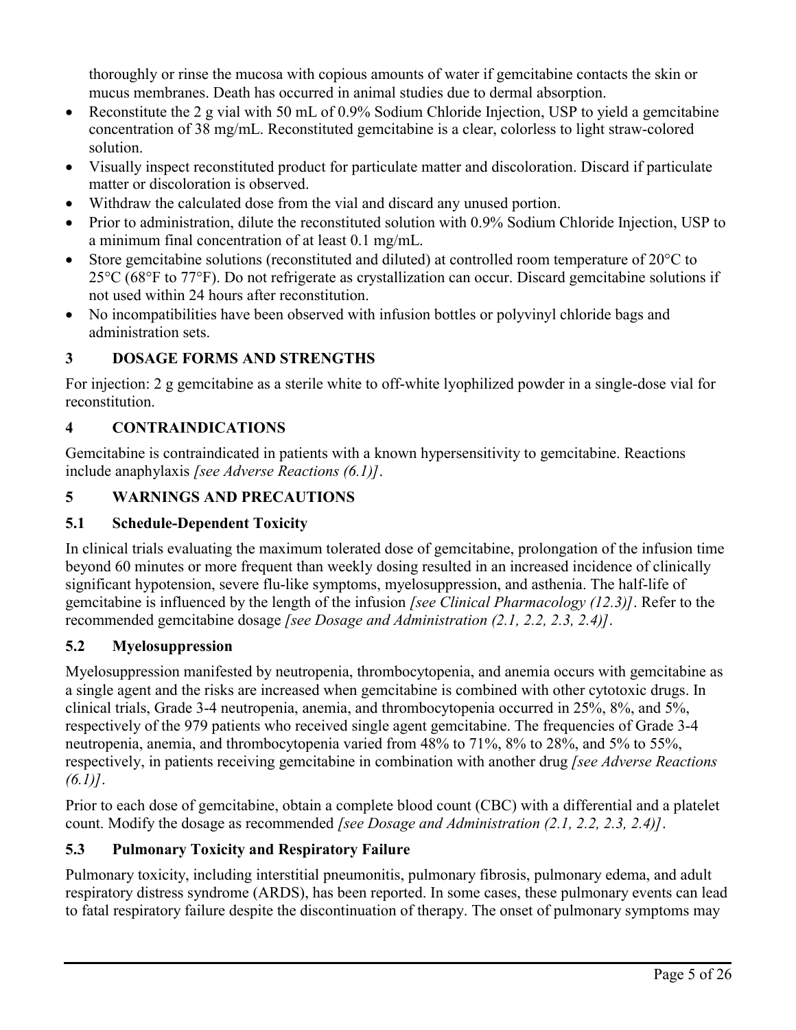thoroughly or rinse the mucosa with copious amounts of water if gemcitabine contacts the skin or mucus membranes. Death has occurred in animal studies due to dermal absorption.

- Reconstitute the 2 g vial with 50 mL of 0.9% Sodium Chloride Injection, USP to yield a gemcitabine concentration of 38 mg/mL. Reconstituted gemcitabine is a clear, colorless to light straw-colored solution.
- Visually inspect reconstituted product for particulate matter and discoloration. Discard if particulate matter or discoloration is observed.
- Withdraw the calculated dose from the vial and discard any unused portion.
- Prior to administration, dilute the reconstituted solution with 0.9% Sodium Chloride Injection, USP to a minimum final concentration of at least 0.1 mg/mL.
- Store gemcitabine solutions (reconstituted and diluted) at controlled room temperature of 20°C to 25°C (68°F to 77°F). Do not refrigerate as crystallization can occur. Discard gemcitabine solutions if not used within 24 hours after reconstitution.
- No incompatibilities have been observed with infusion bottles or polyvinyl chloride bags and administration sets.

## 3 DOSAGE FORMS AND STRENGTHS

For injection: 2 g gemcitabine as a sterile white to off-white lyophilized powder in a single-dose vial for reconstitution.

## 4 CONTRAINDICATIONS

Gemcitabine is contraindicated in patients with a known hypersensitivity to gemcitabine. Reactions include anaphylaxis *[see Adverse Reactions (6.1)]*.

## 5 WARNINGS AND PRECAUTIONS

### 5.1 Schedule-Dependent Toxicity

In clinical trials evaluating the maximum tolerated dose of gemcitabine, prolongation of the infusion time beyond 60 minutes or more frequent than weekly dosing resulted in an increased incidence of clinically significant hypotension, severe flu-like symptoms, myelosuppression, and asthenia. The half-life of gemcitabine is influenced by the length of the infusion *[see Clinical Pharmacology (12.3)]*. Refer to the recommended gemcitabine dosage *[see Dosage and Administration (2.1, 2.2, 2.3, 2.4)]*.

### 5.2 Myelosuppression

Myelosuppression manifested by neutropenia, thrombocytopenia, and anemia occurs with gemcitabine as a single agent and the risks are increased when gemcitabine is combined with other cytotoxic drugs. In clinical trials, Grade 3-4 neutropenia, anemia, and thrombocytopenia occurred in 25%, 8%, and 5%, respectively of the 979 patients who received single agent gemcitabine. The frequencies of Grade 3-4 neutropenia, anemia, and thrombocytopenia varied from 48% to 71%, 8% to 28%, and 5% to 55%, respectively, in patients receiving gemcitabine in combination with another drug *[see Adverse Reactions (6.1)]*.

Prior to each dose of gemcitabine, obtain a complete blood count (CBC) with a differential and a platelet count. Modify the dosage as recommended *[see Dosage and Administration (2.1, 2.2, 2.3, 2.4)]*.

### 5.3 Pulmonary Toxicity and Respiratory Failure

Pulmonary toxicity, including interstitial pneumonitis, pulmonary fibrosis, pulmonary edema, and adult respiratory distress syndrome (ARDS), has been reported. In some cases, these pulmonary events can lead to fatal respiratory failure despite the discontinuation of therapy. The onset of pulmonary symptoms may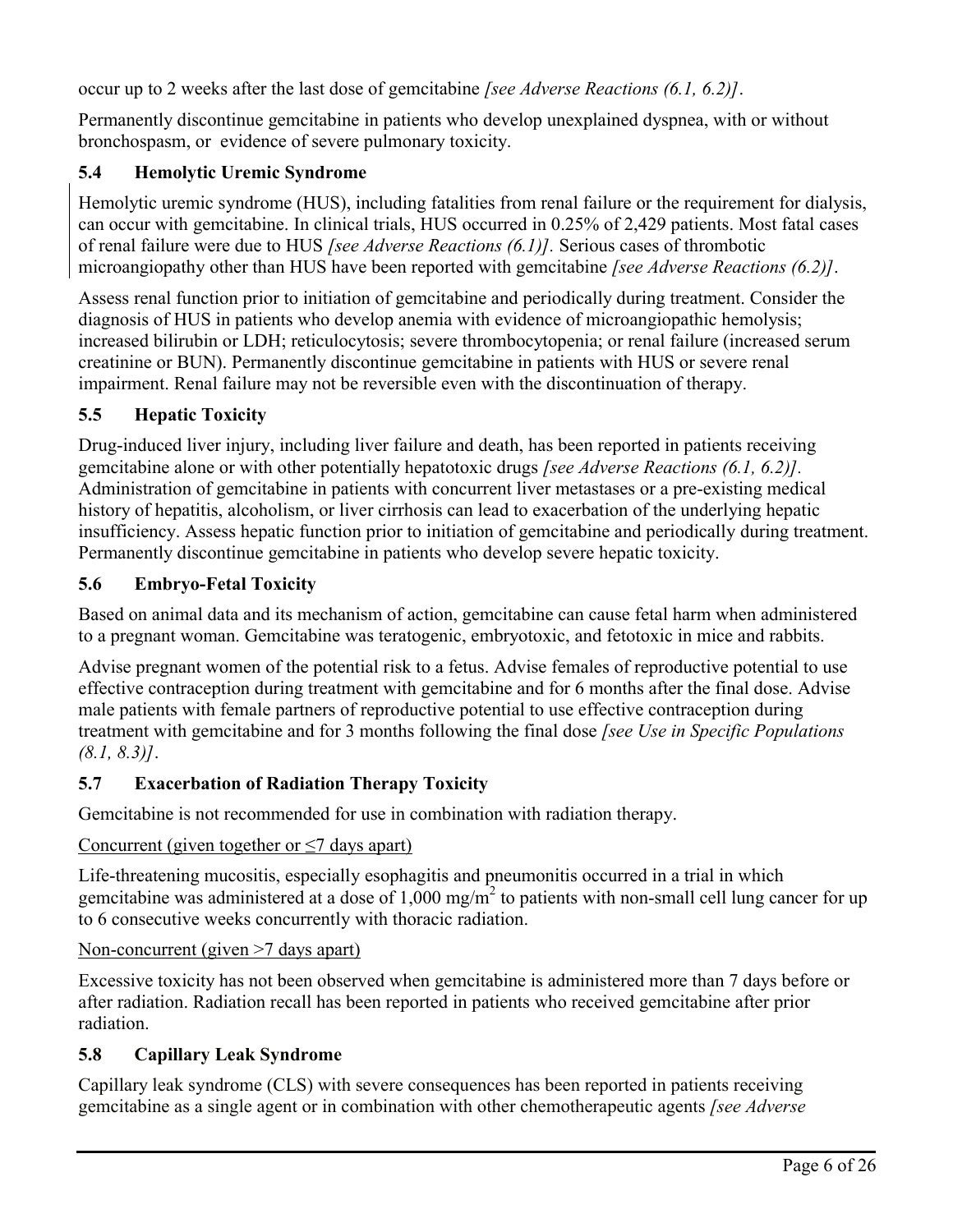occur up to 2 weeks after the last dose of gemcitabine *[see Adverse Reactions (6.1, 6.2)]*.

Permanently discontinue gemcitabine in patients who develop unexplained dyspnea, with or without bronchospasm, or evidence of severe pulmonary toxicity.

### 5.4 Hemolytic Uremic Syndrome

Hemolytic uremic syndrome (HUS), including fatalities from renal failure or the requirement for dialysis, can occur with gemcitabine. In clinical trials, HUS occurred in 0.25% of 2,429 patients. Most fatal cases of renal failure were due to HUS *[see Adverse Reactions (6.1)]*. Serious cases of thrombotic microangiopathy other than HUS have been reported with gemcitabine *[see Adverse Reactions (6.2)]*.

Assess renal function prior to initiation of gemcitabine and periodically during treatment. Consider the diagnosis of HUS in patients who develop anemia with evidence of microangiopathic hemolysis; increased bilirubin or LDH; reticulocytosis; severe thrombocytopenia; or renal failure (increased serum creatinine or BUN). Permanently discontinue gemcitabine in patients with HUS or severe renal impairment. Renal failure may not be reversible even with the discontinuation of therapy.

### 5.5 Hepatic Toxicity

Drug-induced liver injury, including liver failure and death, has been reported in patients receiving gemcitabine alone or with other potentially hepatotoxic drugs *[see Adverse Reactions (6.1, 6.2)]*. Administration of gemcitabine in patients with concurrent liver metastases or a pre-existing medical history of hepatitis, alcoholism, or liver cirrhosis can lead to exacerbation of the underlying hepatic insufficiency. Assess hepatic function prior to initiation of gemcitabine and periodically during treatment. Permanently discontinue gemcitabine in patients who develop severe hepatic toxicity.

### 5.6 Embryo-Fetal Toxicity

Based on animal data and its mechanism of action, gemcitabine can cause fetal harm when administered to a pregnant woman. Gemcitabine was teratogenic, embryotoxic, and fetotoxic in mice and rabbits.

Advise pregnant women of the potential risk to a fetus. Advise females of reproductive potential to use effective contraception during treatment with gemcitabine and for 6 months after the final dose. Advise male patients with female partners of reproductive potential to use effective contraception during treatment with gemcitabine and for 3 months following the final dose *[see Use in Specific Populations (8.1, 8.3)]*.

### 5.7 Exacerbation of Radiation Therapy Toxicity

Gemcitabine is not recommended for use in combination with radiation therapy.

<u>Concurrent (given together or ≤7 days apart)</u>

Life-threatening mucositis, especially esophagitis and pneumonitis occurred in a trial in which gemcitabine was administered at a dose of 1,000 $mg/m^2$ to patients with non-small cell lung cancer for up to 6 consecutive weeks concurrently with thoracic radiation.

<u>Non-concurrent (given >7 days apart)</u>

Excessive toxicity has not been observed when gemcitabine is administered more than 7 days before or after radiation. Radiation recall has been reported in patients who received gemcitabine after prior radiation.

### 5.8 Capillary Leak Syndrome

Capillary leak syndrome (CLS) with severe consequences has been reported in patients receiving gemcitabine as a single agent or in combination with other chemotherapeutic agents *[see Adverse*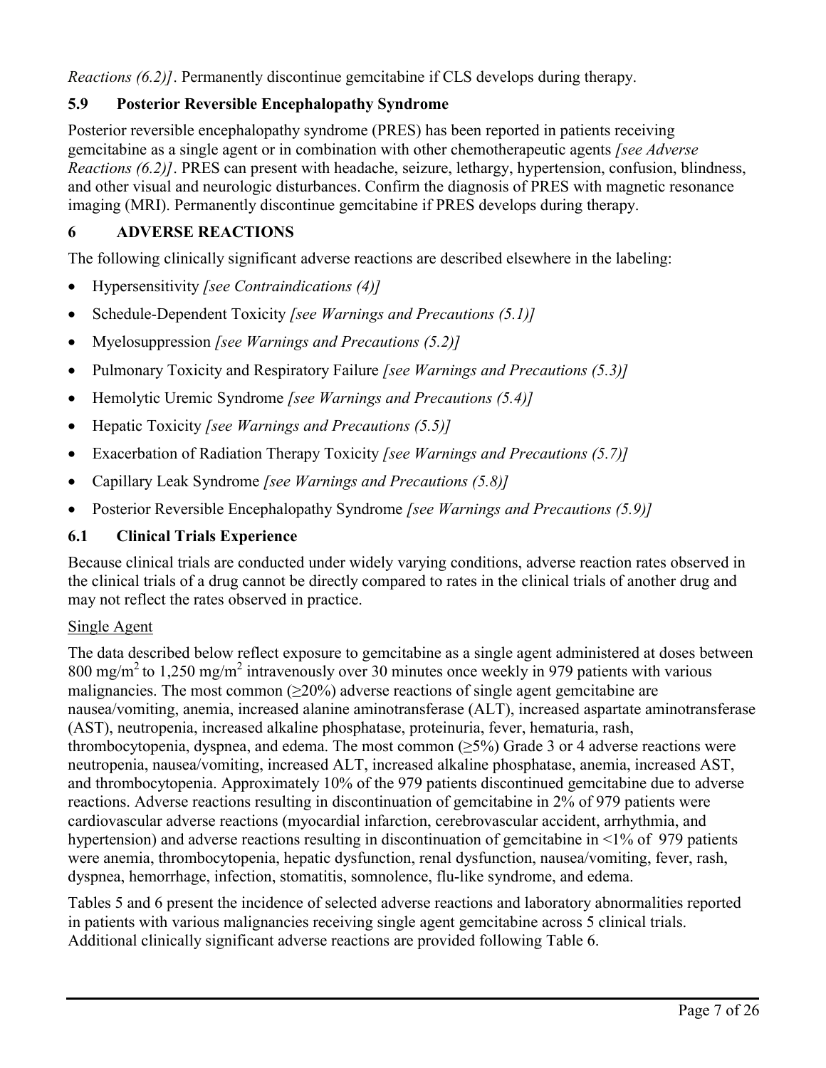*Reactions (6.2)]*. Permanently discontinue gemcitabine if CLS develops during therapy.

### 5.9 Posterior Reversible Encephalopathy Syndrome

Posterior reversible encephalopathy syndrome (PRES) has been reported in patients receiving gemcitabine as a single agent or in combination with other chemotherapeutic agents *[see Adverse Reactions (6.2)]*. PRES can present with headache, seizure, lethargy, hypertension, confusion, blindness, and other visual and neurologic disturbances. Confirm the diagnosis of PRES with magnetic resonance imaging (MRI). Permanently discontinue gemcitabine if PRES develops during therapy.

## 6 ADVERSE REACTIONS

The following clinically significant adverse reactions are described elsewhere in the labeling:

- Hypersensitivity *[see Contraindications (4)]*
- Schedule-Dependent Toxicity *[see Warnings and Precautions (5.1)]*
- Myelosuppression *[see Warnings and Precautions (5.2)]*
- Pulmonary Toxicity and Respiratory Failure *[see Warnings and Precautions (5.3)]*
- Hemolytic Uremic Syndrome *[see Warnings and Precautions (5.4)]*
- Hepatic Toxicity *[see Warnings and Precautions (5.5)]*
- Exacerbation of Radiation Therapy Toxicity *[see Warnings and Precautions (5.7)]*
- Capillary Leak Syndrome *[see Warnings and Precautions (5.8)]*
- Posterior Reversible Encephalopathy Syndrome *[see Warnings and Precautions (5.9)]*

### 6.1 Clinical Trials Experience

Because clinical trials are conducted under widely varying conditions, adverse reaction rates observed in the clinical trials of a drug cannot be directly compared to rates in the clinical trials of another drug and may not reflect the rates observed in practice.

Single Agent

The data described below reflect exposure to gemcitabine as a single agent administered at doses between 800 mg/m$^2$ to 1,250 mg/m$^2$ intravenously over 30 minutes once weekly in 979 patients with various malignancies. The most common (≥20%) adverse reactions of single agent gemcitabine are nausea/vomiting, anemia, increased alanine aminotransferase (ALT), increased aspartate aminotransferase (AST), neutropenia, increased alkaline phosphatase, proteinuria, fever, hematuria, rash, thrombocytopenia, dyspnea, and edema. The most common (≥5%) Grade 3 or 4 adverse reactions were neutropenia, nausea/vomiting, increased ALT, increased alkaline phosphatase, anemia, increased AST, and thrombocytopenia. Approximately 10% of the 979 patients discontinued gemcitabine due to adverse reactions. Adverse reactions resulting in discontinuation of gemcitabine in 2% of 979 patients were cardiovascular adverse reactions (myocardial infarction, cerebrovascular accident, arrhythmia, and hypertension) and adverse reactions resulting in discontinuation of gemcitabine in <1% of 979 patients were anemia, thrombocytopenia, hepatic dysfunction, renal dysfunction, nausea/vomiting, fever, rash, dyspnea, hemorrhage, infection, stomatitis, somnolence, flu-like syndrome, and edema.

Tables 5 and 6 present the incidence of selected adverse reactions and laboratory abnormalities reported in patients with various malignancies receiving single agent gemcitabine across 5 clinical trials. Additional clinically significant adverse reactions are provided following Table 6.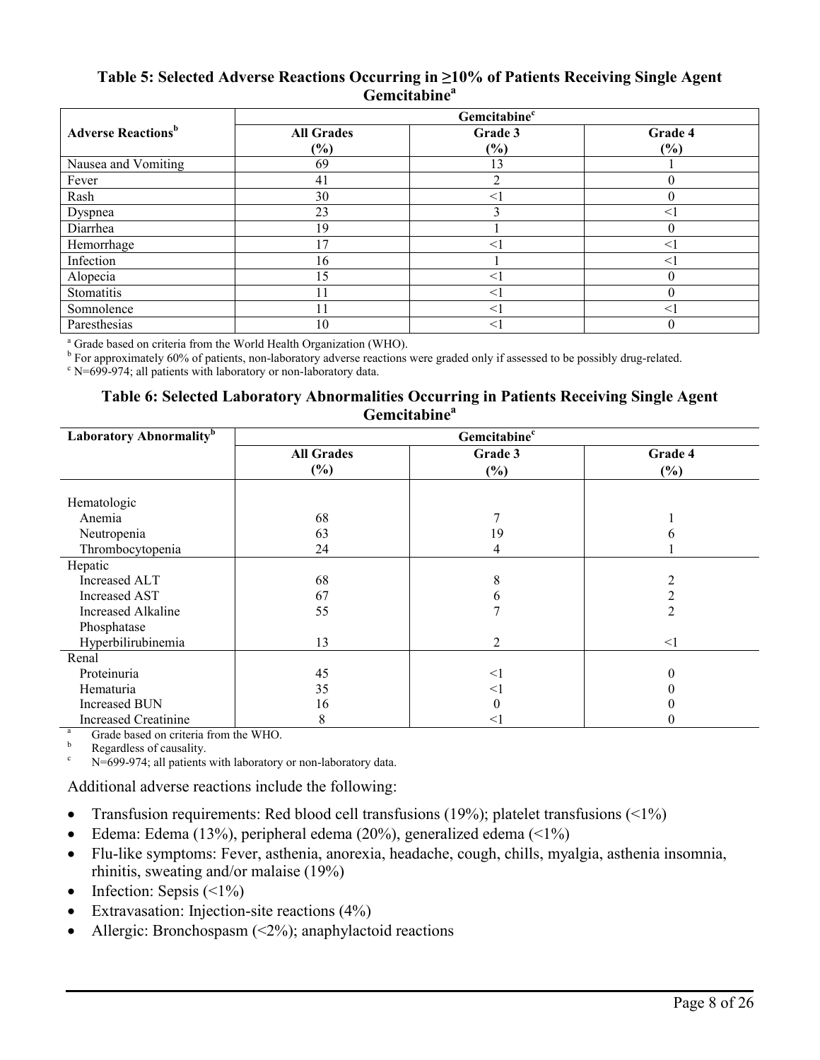**Table 5: Selected Adverse Reactions Occurring in ≥10% of Patients Receiving Single Agent Gemcitabine[a]**

| Adverse Reactions[b] | Gemcitabine[c] | | |
|---|---|---|---|
| | All Grades (%) | Grade 3 (%) | Grade 4 (%) |
| Nausea and Vomiting | 69 | 13 | 1 |
| Fever | 41 | 2 | 0 |
| Rash | 30 | <1 | 0 |
| Dyspnea | 23 | 3 | <1 |
| Diarrhea | 19 | 1 | 0 |
| Hemorrhage | 17 | <1 | <1 |
| Infection | 16 | 1 | <1 |
| Alopecia | 15 | <1 | 0 |
| Stomatitis | 11 | <1 | 0 |
| Somnolence | 11 | <1 | <1 |
| Paresthesias | 10 | <1 | 0 |

[a] Grade based on criteria from the World Health Organization (WHO).
[b] For approximately 60% of patients, non-laboratory adverse reactions were graded only if assessed to be possibly drug-related.
[c] N=699-974; all patients with laboratory or non-laboratory data.

**Table 6: Selected Laboratory Abnormalities Occurring in Patients Receiving Single Agent Gemcitabine[a]**

| Laboratory Abnormality[b] | Gemcitabine[c] | | |
|---|---|---|---|
| | All Grades (%) | Grade 3 (%) | Grade 4 (%) |
| Hematologic | | | |
| Anemia | 68 | 7 | 1 |
| Neutropenia | 63 | 19 | 6 |
| Thrombocytopenia | 24 | 4 | 1 |
| Hepatic | | | |
| Increased ALT | 68 | 8 | 2 |
| Increased AST | 67 | 6 | 2 |
| Increased Alkaline Phosphatase | 55 | 7 | 2 |
| Hyperbilirubinemia | 13 | 2 | <1 |
| Renal | | | |
| Proteinuria | 45 | <1 | 0 |
| Hematuria | 35 | <1 | 0 |
| Increased BUN | 16 | 0 | 0 |
| Increased Creatinine | 8 | <1 | 0 |

[a] Grade based on criteria from the WHO.
[b] Regardless of causality.
[c] N=699-974; all patients with laboratory or non-laboratory data.

Additional adverse reactions include the following:

- Transfusion requirements: Red blood cell transfusions (19%); platelet transfusions (<1%)
- Edema: Edema (13%), peripheral edema (20%), generalized edema (<1%)
- Flu-like symptoms: Fever, asthenia, anorexia, headache, cough, chills, myalgia, asthenia insomnia, rhinitis, sweating and/or malaise (19%)
- Infection: Sepsis (<1%)
- Extravasation: Injection-site reactions (4%)
- Allergic: Bronchospasm (<2%); anaphylactoid reactions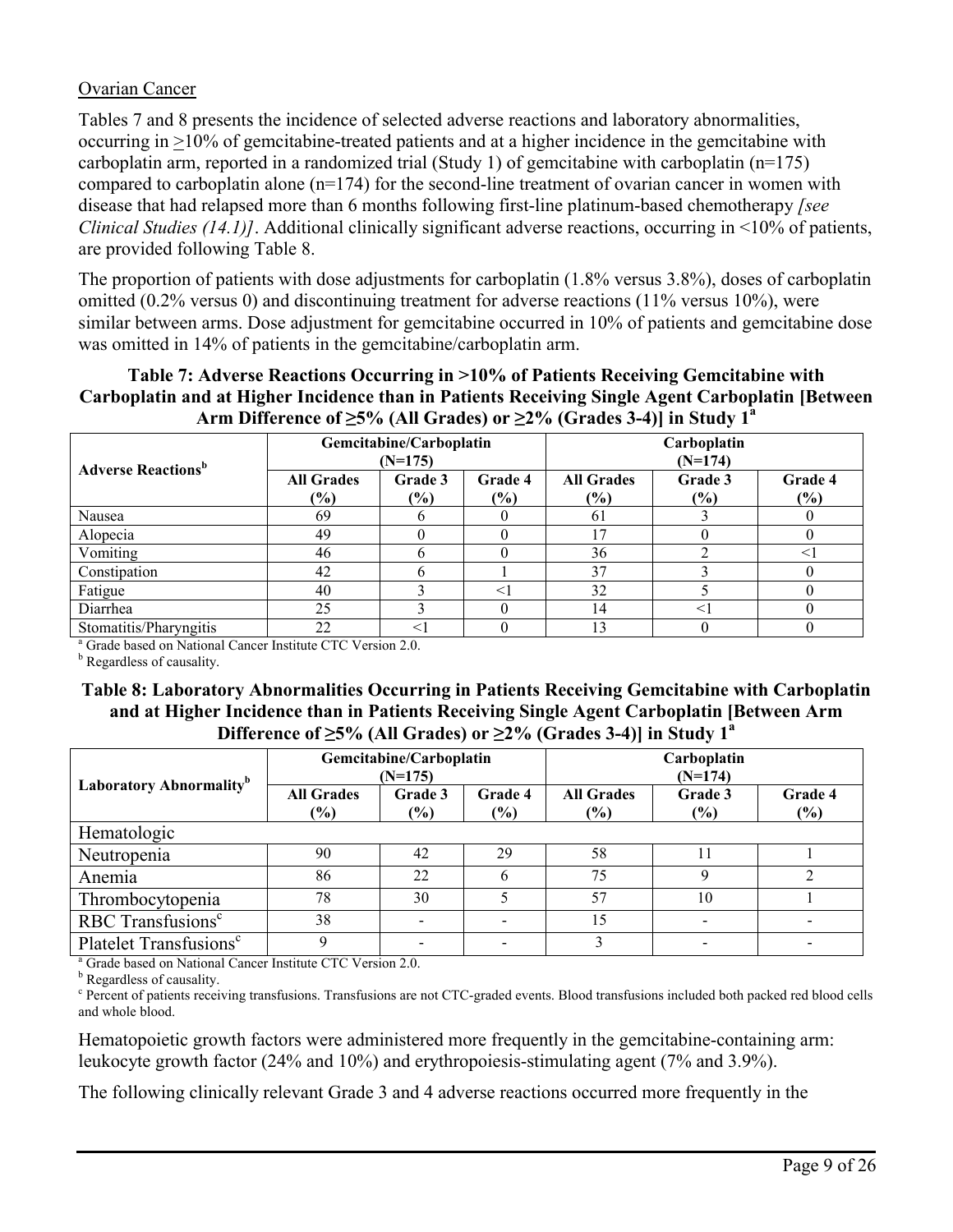Ovarian Cancer

Tables 7 and 8 presents the incidence of selected adverse reactions and laboratory abnormalities, occurring in ≥10% of gemcitabine-treated patients and at a higher incidence in the gemcitabine with carboplatin arm, reported in a randomized trial (Study 1) of gemcitabine with carboplatin (n=175) compared to carboplatin alone (n=174) for the second-line treatment of ovarian cancer in women with disease that had relapsed more than 6 months following first-line platinum-based chemotherapy *[see Clinical Studies (14.1)]*. Additional clinically significant adverse reactions, occurring in <10% of patients, are provided following Table 8.

The proportion of patients with dose adjustments for carboplatin (1.8% versus 3.8%), doses of carboplatin omitted (0.2% versus 0) and discontinuing treatment for adverse reactions (11% versus 10%), were similar between arms. Dose adjustment for gemcitabine occurred in 10% of patients and gemcitabine dose was omitted in 14% of patients in the gemcitabine/carboplatin arm.

**Table 7: Adverse Reactions Occurring in >10% of Patients Receiving Gemcitabine with Carboplatin and at Higher Incidence than in Patients Receiving Single Agent Carboplatin [Between Arm Difference of ≥5% (All Grades) or ≥2% (Grades 3-4)] in Study 1[a]**

| Adverse Reactions[b] | Gemcitabine/Carboplatin (N=175) | | | Carboplatin (N=174) | | |
|---|---|---|---|---|---|---|
| | All Grades (%) | Grade 3 (%) | Grade 4 (%) | All Grades (%) | Grade 3 (%) | Grade 4 (%) |
| Nausea | 69 | 6 | 0 | 61 | 3 | 0 |
| Alopecia | 49 | 0 | 0 | 17 | 0 | 0 |
| Vomiting | 46 | 6 | 0 | 36 | 2 | <1 |
| Constipation | 42 | 6 | 1 | 37 | 3 | 0 |
| Fatigue | 40 | 3 | <1 | 32 | 5 | 0 |
| Diarrhea | 25 | 3 | 0 | 14 | <1 | 0 |
| Stomatitis/Pharyngitis | 22 | <1 | 0 | 13 | 0 | 0 |

[a] Grade based on National Cancer Institute CTC Version 2.0.
[b] Regardless of causality.

**Table 8: Laboratory Abnormalities Occurring in Patients Receiving Gemcitabine with Carboplatin and at Higher Incidence than in Patients Receiving Single Agent Carboplatin [Between Arm Difference of ≥5% (All Grades) or ≥2% (Grades 3-4)] in Study 1[a]**

| Laboratory Abnormality[b] | Gemcitabine/Carboplatin (N=175) | | | Carboplatin (N=174) | | |
|---|---|---|---|---|---|---|
| | All Grades (%) | Grade 3 (%) | Grade 4 (%) | All Grades (%) | Grade 3 (%) | Grade 4 (%) |
| Hematologic | | | | | | |
| Neutropenia | 90 | 42 | 29 | 58 | 11 | 1 |
| Anemia | 86 | 22 | 6 | 75 | 9 | 2 |
| Thrombocytopenia | 78 | 30 | 5 | 57 | 10 | 1 |
| RBC Transfusions[c] | 38 | - | - | 15 | - | - |
| Platelet Transfusions[c] | 9 | - | - | 3 | - | - |

[a] Grade based on National Cancer Institute CTC Version 2.0.
[b] Regardless of causality.
[c] Percent of patients receiving transfusions. Transfusions are not CTC-graded events. Blood transfusions included both packed red blood cells and whole blood.

Hematopoietic growth factors were administered more frequently in the gemcitabine-containing arm: leukocyte growth factor (24% and 10%) and erythropoiesis-stimulating agent (7% and 3.9%).

The following clinically relevant Grade 3 and 4 adverse reactions occurred more frequently in the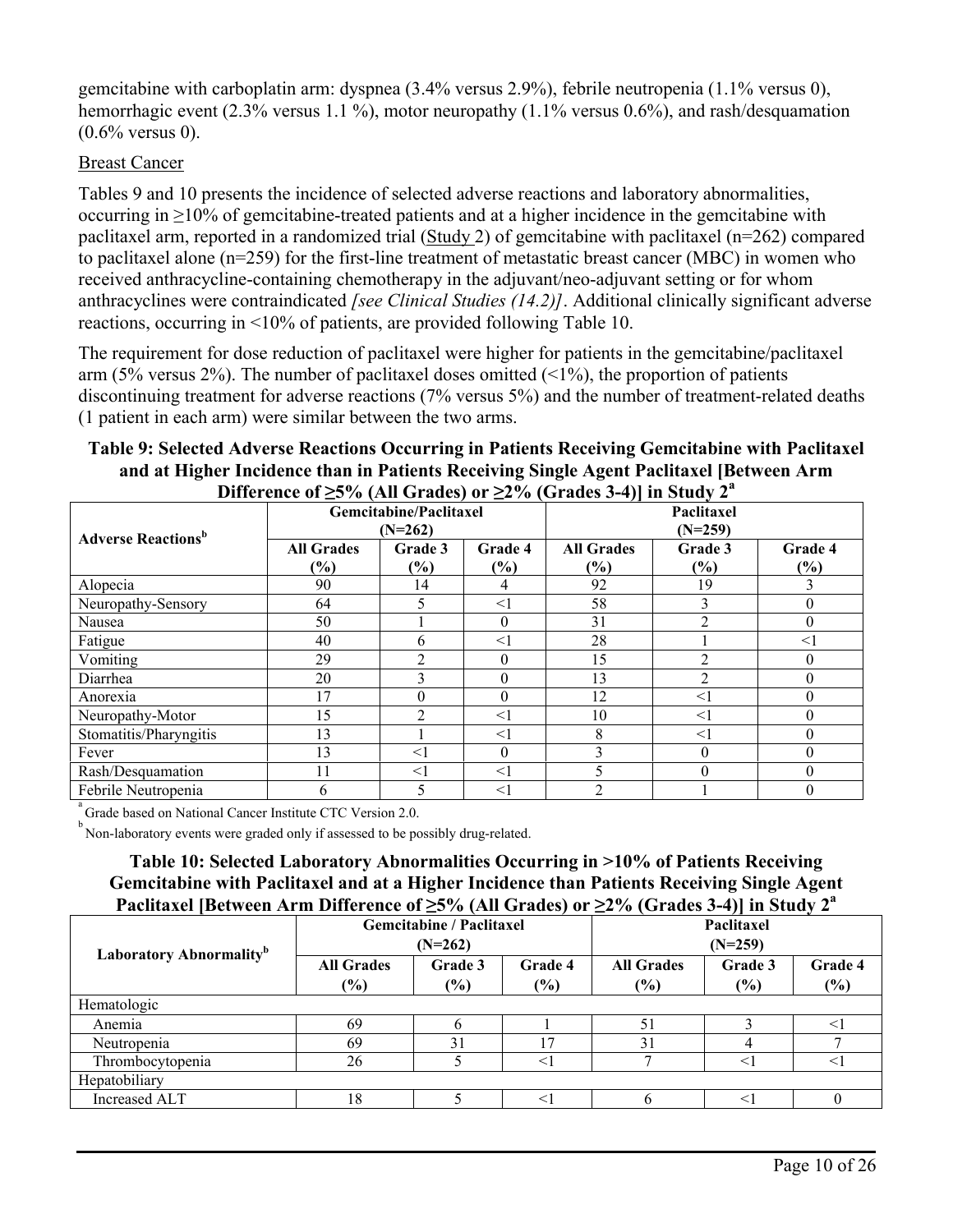gemcitabine with carboplatin arm: dyspnea (3.4% versus 2.9%), febrile neutropenia (1.1% versus 0), hemorrhagic event (2.3% versus 1.1 %), motor neuropathy (1.1% versus 0.6%), and rash/desquamation (0.6% versus 0).

Breast Cancer

Tables 9 and 10 presents the incidence of selected adverse reactions and laboratory abnormalities, occurring in ≥10% of gemcitabine-treated patients and at a higher incidence in the gemcitabine with paclitaxel arm, reported in a randomized trial (Study 2) of gemcitabine with paclitaxel (n=262) compared to paclitaxel alone (n=259) for the first-line treatment of metastatic breast cancer (MBC) in women who received anthracycline-containing chemotherapy in the adjuvant/neo-adjuvant setting or for whom anthracyclines were contraindicated *[see Clinical Studies (14.2)]*. Additional clinically significant adverse reactions, occurring in <10% of patients, are provided following Table 10.

The requirement for dose reduction of paclitaxel were higher for patients in the gemcitabine/paclitaxel arm (5% versus 2%). The number of paclitaxel doses omitted (<1%), the proportion of patients discontinuing treatment for adverse reactions (7% versus 5%) and the number of treatment-related deaths (1 patient in each arm) were similar between the two arms.

**Table 9: Selected Adverse Reactions Occurring in Patients Receiving Gemcitabine with Paclitaxel and at Higher Incidence than in Patients Receiving Single Agent Paclitaxel [Between Arm Difference of ≥5% (All Grades) or ≥2% (Grades 3-4)] in Study 2[a]**

| Adverse Reactions[b] | Gemcitabine/Paclitaxel (N=262) | | | Paclitaxel (N=259) | | |
|---|---|---|---|---|---|---|
| | All Grades (%) | Grade 3 (%) | Grade 4 (%) | All Grades (%) | Grade 3 (%) | Grade 4 (%) |
| Alopecia | 90 | 14 | 4 | 92 | 19 | 3 |
| Neuropathy-Sensory | 64 | 5 | <1 | 58 | 3 | 0 |
| Nausea | 50 | 1 | 0 | 31 | 2 | 0 |
| Fatigue | 40 | 6 | <1 | 28 | 1 | <1 |
| Vomiting | 29 | 2 | 0 | 15 | 2 | 0 |
| Diarrhea | 20 | 3 | 0 | 13 | 2 | 0 |
| Anorexia | 17 | 0 | 0 | 12 | <1 | 0 |
| Neuropathy-Motor | 15 | 2 | <1 | 10 | <1 | 0 |
| Stomatitis/Pharyngitis | 13 | 1 | <1 | 8 | <1 | 0 |
| Fever | 13 | <1 | 0 | 3 | 0 | 0 |
| Rash/Desquamation | 11 | <1 | <1 | 5 | 0 | 0 |
| Febrile Neutropenia | 6 | 5 | <1 | 2 | 1 | 0 |

[a] Grade based on National Cancer Institute CTC Version 2.0.
[b] Non-laboratory events were graded only if assessed to be possibly drug-related.

**Table 10: Selected Laboratory Abnormalities Occurring in >10% of Patients Receiving Gemcitabine with Paclitaxel and at a Higher Incidence than Patients Receiving Single Agent Paclitaxel [Between Arm Difference of ≥5% (All Grades) or ≥2% (Grades 3-4)] in Study 2[a]**

| Laboratory Abnormality[b] | Gemcitabine / Paclitaxel (N=262) | | | Paclitaxel (N=259) | | |
|---|---|---|---|---|---|---|
| | All Grades (%) | Grade 3 (%) | Grade 4 (%) | All Grades (%) | Grade 3 (%) | Grade 4 (%) |
| Hematologic | | | | | | |
| Anemia | 69 | 6 | 1 | 51 | 3 | <1 |
| Neutropenia | 69 | 31 | 17 | 31 | 4 | 7 |
| Thrombocytopenia | 26 | 5 | <1 | 7 | <1 | <1 |
| Hepatobiliary | | | | | | |
| Increased ALT | 18 | 5 | <1 | 6 | <1 | 0 |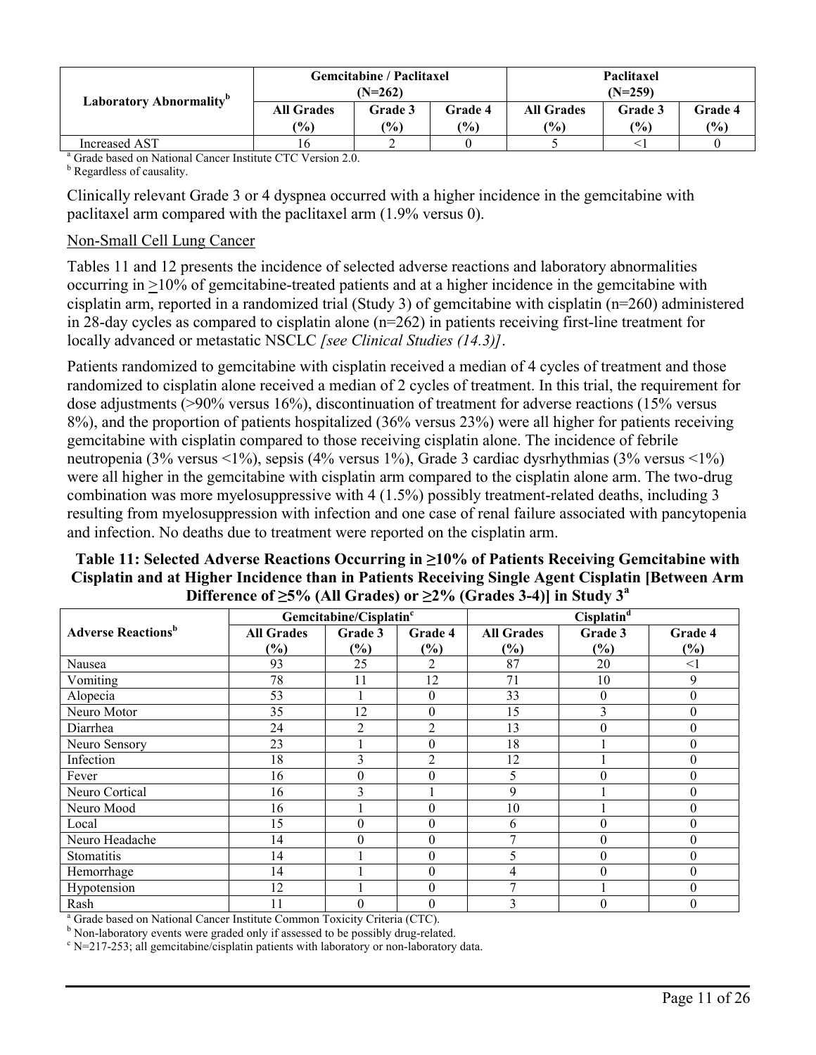| Laboratory Abnormality[b] | Gemcitabine / Paclitaxel (N=262) | | | Paclitaxel (N=259) | | |
|---|---|---|---|---|---|---|
| | All Grades (%) | Grade 3 (%) | Grade 4 (%) | All Grades (%) | Grade 3 (%) | Grade 4 (%) |
| Increased AST | 16 | 2 | 0 | 5 | <1 | 0 |

[a] Grade based on National Cancer Institute CTC Version 2.0.
[b] Regardless of causality.

Clinically relevant Grade 3 or 4 dyspnea occurred with a higher incidence in the gemcitabine with paclitaxel arm compared with the paclitaxel arm (1.9% versus 0).

Non-Small Cell Lung Cancer

Tables 11 and 12 presents the incidence of selected adverse reactions and laboratory abnormalities occurring in ≥10% of gemcitabine-treated patients and at a higher incidence in the gemcitabine with cisplatin arm, reported in a randomized trial (Study 3) of gemcitabine with cisplatin (n=260) administered in 28-day cycles as compared to cisplatin alone (n=262) in patients receiving first-line treatment for locally advanced or metastatic NSCLC *[see Clinical Studies (14.3)]*.

Patients randomized to gemcitabine with cisplatin received a median of 4 cycles of treatment and those randomized to cisplatin alone received a median of 2 cycles of treatment. In this trial, the requirement for dose adjustments (>90% versus 16%), discontinuation of treatment for adverse reactions (15% versus 8%), and the proportion of patients hospitalized (36% versus 23%) were all higher for patients receiving gemcitabine with cisplatin compared to those receiving cisplatin alone. The incidence of febrile neutropenia (3% versus <1%), sepsis (4% versus 1%), Grade 3 cardiac dysrhythmias (3% versus <1%) were all higher in the gemcitabine with cisplatin arm compared to the cisplatin alone arm. The two-drug combination was more myelosuppressive with 4 (1.5%) possibly treatment-related deaths, including 3 resulting from myelosuppression with infection and one case of renal failure associated with pancytopenia and infection. No deaths due to treatment were reported on the cisplatin arm.

**Table 11: Selected Adverse Reactions Occurring in ≥10% of Patients Receiving Gemcitabine with Cisplatin and at Higher Incidence than in Patients Receiving Single Agent Cisplatin [Between Arm Difference of ≥5% (All Grades) or ≥2% (Grades 3-4)] in Study 3[a]**

| Adverse Reactions[b] | Gemcitabine/Cisplatin[c] | | | Cisplatin[d] | | |
|---|---|---|---|---|---|---|
| | All Grades (%) | Grade 3 (%) | Grade 4 (%) | All Grades (%) | Grade 3 (%) | Grade 4 (%) |
| Nausea | 93 | 25 | 2 | 87 | 20 | <1 |
| Vomiting | 78 | 11 | 12 | 71 | 10 | 9 |
| Alopecia | 53 | 1 | 0 | 33 | 0 | 0 |
| Neuro Motor | 35 | 12 | 0 | 15 | 3 | 0 |
| Diarrhea | 24 | 2 | 2 | 13 | 0 | 0 |
| Neuro Sensory | 23 | 1 | 0 | 18 | 1 | 0 |
| Infection | 18 | 3 | 2 | 12 | 1 | 0 |
| Fever | 16 | 0 | 0 | 5 | 0 | 0 |
| Neuro Cortical | 16 | 3 | 1 | 9 | 1 | 0 |
| Neuro Mood | 16 | 1 | 0 | 10 | 1 | 0 |
| Local | 15 | 0 | 0 | 6 | 0 | 0 |
| Neuro Headache | 14 | 0 | 0 | 7 | 0 | 0 |
| Stomatitis | 14 | 1 | 0 | 5 | 0 | 0 |
| Hemorrhage | 14 | 1 | 0 | 4 | 0 | 0 |
| Hypotension | 12 | 1 | 0 | 7 | 1 | 0 |
| Rash | 11 | 0 | 0 | 3 | 0 | 0 |

[a] Grade based on National Cancer Institute Common Toxicity Criteria (CTC).
[b] Non-laboratory events were graded only if assessed to be possibly drug-related.
[c] N=217-253; all gemcitabine/cisplatin patients with laboratory or non-laboratory data.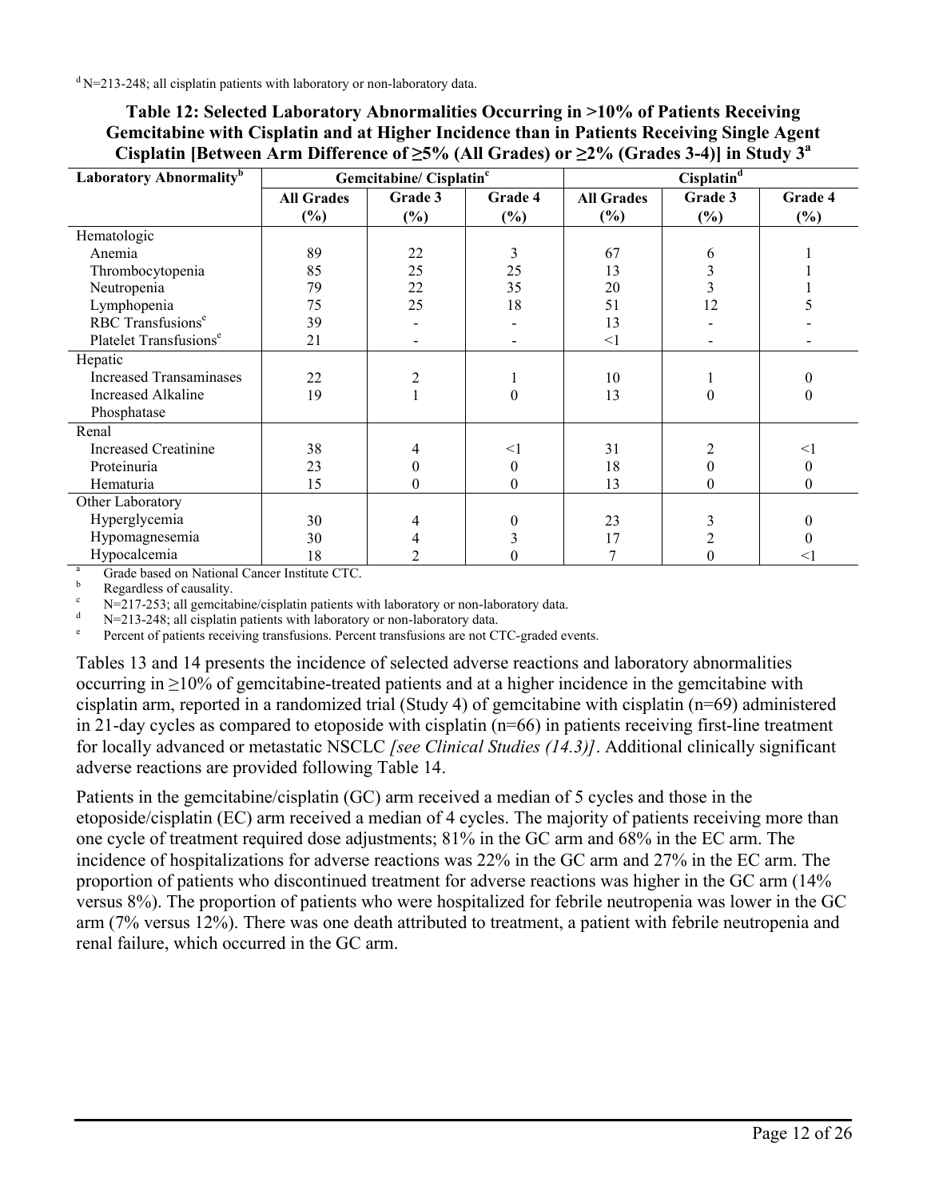[d] N=213-248; all cisplatin patients with laboratory or non-laboratory data.

**Table 12: Selected Laboratory Abnormalities Occurring in >10% of Patients Receiving Gemcitabine with Cisplatin and at Higher Incidence than in Patients Receiving Single Agent Cisplatin [Between Arm Difference of ≥5% (All Grades) or ≥2% (Grades 3-4)] in Study 3[a]**

| Laboratory Abnormality[b] | Gemcitabine/ Cisplatin[c] | | | Cisplatin[d] | | |
|---|---|---|---|---|---|---|
| | All Grades (%) | Grade 3 (%) | Grade 4 (%) | All Grades (%) | Grade 3 (%) | Grade 4 (%) |
| Hematologic | | | | | | |
| Anemia | 89 | 22 | 3 | 67 | 6 | 1 |
| Thrombocytopenia | 85 | 25 | 25 | 13 | 3 | 1 |
| Neutropenia | 79 | 22 | 35 | 20 | 3 | 1 |
| Lymphopenia | 75 | 25 | 18 | 51 | 12 | 5 |
| RBC Transfusions[e] | 39 | - | - | 13 | - | - |
| Platelet Transfusions[e] | 21 | - | - | <1 | - | - |
| Hepatic | | | | | | |
| Increased Transaminases | 22 | 2 | 1 | 10 | 1 | 0 |
| Increased Alkaline Phosphatase | 19 | 1 | 0 | 13 | 0 | 0 |
| Renal | | | | | | |
| Increased Creatinine | 38 | 4 | <1 | 31 | 2 | <1 |
| Proteinuria | 23 | 0 | 0 | 18 | 0 | 0 |
| Hematuria | 15 | 0 | 0 | 13 | 0 | 0 |
| Other Laboratory | | | | | | |
| Hyperglycemia | 30 | 4 | 0 | 23 | 3 | 0 |
| Hypomagnesemia | 30 | 4 | 3 | 17 | 2 | 0 |
| Hypocalcemia | 18 | 2 | 0 | 7 | 0 | <1 |

[a] Grade based on National Cancer Institute CTC.
[b] Regardless of causality.
[c] N=217-253; all gemcitabine/cisplatin patients with laboratory or non-laboratory data.
[d] N=213-248; all cisplatin patients with laboratory or non-laboratory data.
[e] Percent of patients receiving transfusions. Percent transfusions are not CTC-graded events.

Tables 13 and 14 presents the incidence of selected adverse reactions and laboratory abnormalities occurring in ≥10% of gemcitabine-treated patients and at a higher incidence in the gemcitabine with cisplatin arm, reported in a randomized trial (Study 4) of gemcitabine with cisplatin (n=69) administered in 21-day cycles as compared to etoposide with cisplatin (n=66) in patients receiving first-line treatment for locally advanced or metastatic NSCLC *[see Clinical Studies (14.3)]*. Additional clinically significant adverse reactions are provided following Table 14.

Patients in the gemcitabine/cisplatin (GC) arm received a median of 5 cycles and those in the etoposide/cisplatin (EC) arm received a median of 4 cycles. The majority of patients receiving more than one cycle of treatment required dose adjustments; 81% in the GC arm and 68% in the EC arm. The incidence of hospitalizations for adverse reactions was 22% in the GC arm and 27% in the EC arm. The proportion of patients who discontinued treatment for adverse reactions was higher in the GC arm (14% versus 8%). The proportion of patients who were hospitalized for febrile neutropenia was lower in the GC arm (7% versus 12%). There was one death attributed to treatment, a patient with febrile neutropenia and renal failure, which occurred in the GC arm.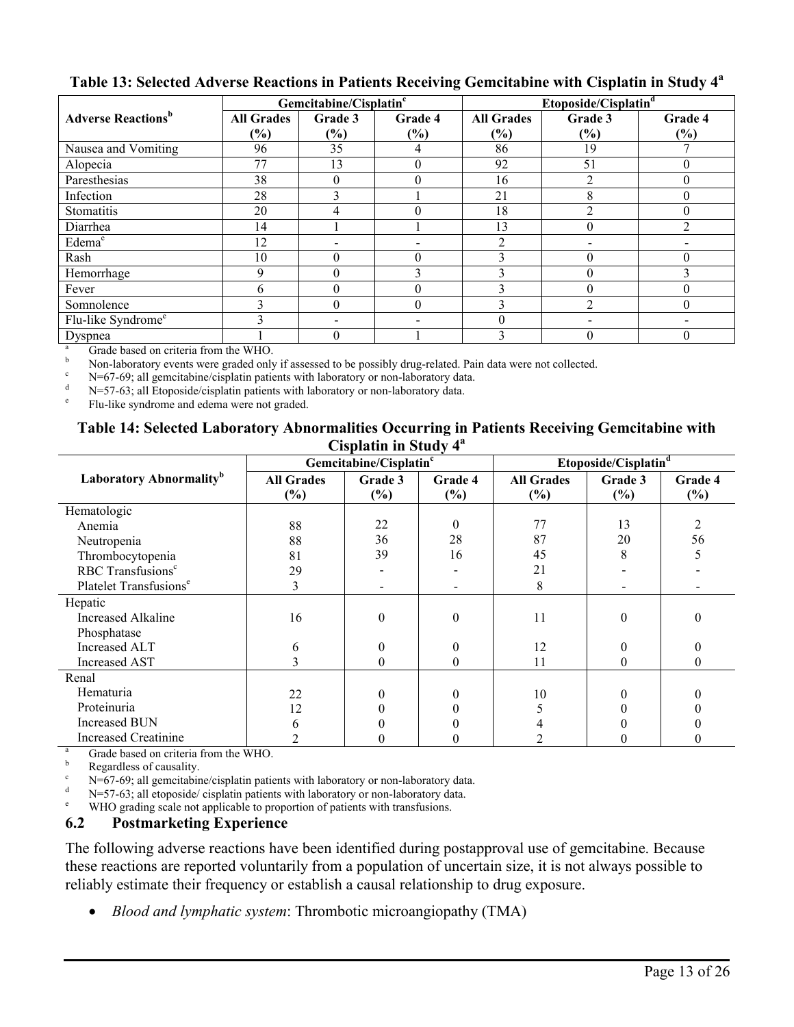**Table 13: Selected Adverse Reactions in Patients Receiving Gemcitabine with Cisplatin in Study 4[a]**

| Adverse Reactions[b] | Gemcitabine/Cisplatin[c] | | | Etoposide/Cisplatin[d] | | |
|---|---|---|---|---|---|---|
| | All Grades (%) | Grade 3 (%) | Grade 4 (%) | All Grades (%) | Grade 3 (%) | Grade 4 (%) |
| Nausea and Vomiting | 96 | 35 | 4 | 86 | 19 | 7 |
| Alopecia | 77 | 13 | 0 | 92 | 51 | 0 |
| Paresthesias | 38 | 0 | 0 | 16 | 2 | 0 |
| Infection | 28 | 3 | 1 | 21 | 8 | 0 |
| Stomatitis | 20 | 4 | 0 | 18 | 2 | 0 |
| Diarrhea | 14 | 1 | 1 | 13 | 0 | 2 |
| Edema[e] | 12 | - | - | 2 | - | - |
| Rash | 10 | 0 | 0 | 3 | 0 | 0 |
| Hemorrhage | 9 | 0 | 3 | 3 | 0 | 3 |
| Fever | 6 | 0 | 0 | 3 | 0 | 0 |
| Somnolence | 3 | 0 | 0 | 3 | 2 | 0 |
| Flu-like Syndrome[e] | 3 | - | - | 0 | - | - |
| Dyspnea | 1 | 0 | 1 | 3 | 0 | 0 |

[a] Grade based on criteria from the WHO.
[b] Non-laboratory events were graded only if assessed to be possibly drug-related. Pain data were not collected.
[c] N=67-69; all gemcitabine/cisplatin patients with laboratory or non-laboratory data.
[d] N=57-63; all Etoposide/cisplatin patients with laboratory or non-laboratory data.
[e] Flu-like syndrome and edema were not graded.

**Table 14: Selected Laboratory Abnormalities Occurring in Patients Receiving Gemcitabine with Cisplatin in Study 4[a]**

| Laboratory Abnormality[b] | Gemcitabine/Cisplatin[c] | | | Etoposide/Cisplatin[d] | | |
|---|---|---|---|---|---|---|
| | All Grades (%) | Grade 3 (%) | Grade 4 (%) | All Grades (%) | Grade 3 (%) | Grade 4 (%) |
| Hematologic | | | | | | |
| Anemia | 88 | 22 | 0 | 77 | 13 | 2 |
| Neutropenia | 88 | 36 | 28 | 87 | 20 | 56 |
| Thrombocytopenia | 81 | 39 | 16 | 45 | 8 | 5 |
| RBC Transfusions[e] | 29 | - | - | 21 | - | - |
| Platelet Transfusions[e] | 3 | - | - | 8 | - | - |
| Hepatic | | | | | | |
| Increased Alkaline Phosphatase | 16 | 0 | 0 | 11 | 0 | 0 |
| Increased ALT | 6 | 0 | 0 | 12 | 0 | 0 |
| Increased AST | 3 | 0 | 0 | 11 | 0 | 0 |
| Renal | | | | | | |
| Hematuria | 22 | 0 | 0 | 10 | 0 | 0 |
| Proteinuria | 12 | 0 | 0 | 5 | 0 | 0 |
| Increased BUN | 6 | 0 | 0 | 4 | 0 | 0 |
| Increased Creatinine | 2 | 0 | 0 | 2 | 0 | 0 |

[a] Grade based on criteria from the WHO.
[b] Regardless of causality.
[c] N=67-69; all gemcitabine/cisplatin patients with laboratory or non-laboratory data.
[d] N=57-63; all etoposide/ cisplatin patients with laboratory or non-laboratory data.
[e] WHO grading scale not applicable to proportion of patients with transfusions.

## 6.2 Postmarketing Experience

The following adverse reactions have been identified during postapproval use of gemcitabine. Because these reactions are reported voluntarily from a population of uncertain size, it is not always possible to reliably estimate their frequency or establish a causal relationship to drug exposure.

- *Blood and lymphatic system*: Thrombotic microangiopathy (TMA)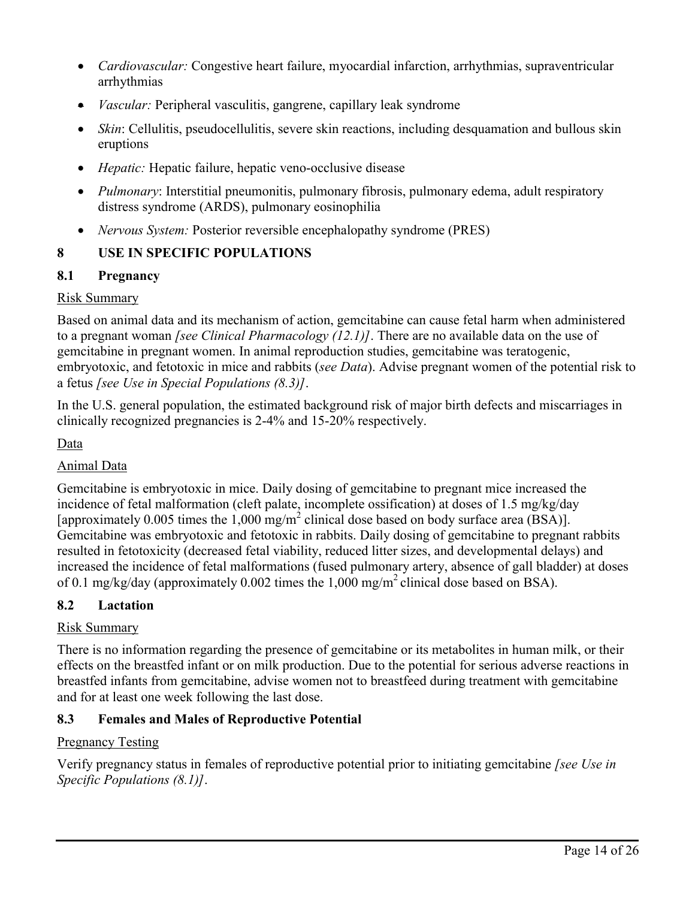- *Cardiovascular:* Congestive heart failure, myocardial infarction, arrhythmias, supraventricular arrhythmias
- *Vascular:* Peripheral vasculitis, gangrene, capillary leak syndrome
- *Skin*: Cellulitis, pseudocellulitis, severe skin reactions, including desquamation and bullous skin eruptions
- *Hepatic:* Hepatic failure, hepatic veno-occlusive disease
- *Pulmonary*: Interstitial pneumonitis, pulmonary fibrosis, pulmonary edema, adult respiratory distress syndrome (ARDS), pulmonary eosinophilia
- *Nervous System:* Posterior reversible encephalopathy syndrome (PRES)

## 8 USE IN SPECIFIC POPULATIONS

### 8.1 Pregnancy

Risk Summary

Based on animal data and its mechanism of action, gemcitabine can cause fetal harm when administered to a pregnant woman *[see Clinical Pharmacology (12.1)]*. There are no available data on the use of gemcitabine in pregnant women. In animal reproduction studies, gemcitabine was teratogenic, embryotoxic, and fetotoxic in mice and rabbits (*see Data*). Advise pregnant women of the potential risk to a fetus *[see Use in Special Populations (8.3)]*.

In the U.S. general population, the estimated background risk of major birth defects and miscarriages in clinically recognized pregnancies is 2-4% and 15-20% respectively.

Data

Animal Data

Gemcitabine is embryotoxic in mice. Daily dosing of gemcitabine to pregnant mice increased the incidence of fetal malformation (cleft palate, incomplete ossification) at doses of 1.5 mg/kg/day [approximately 0.005 times the 1,000 mg/m$^2$ clinical dose based on body surface area (BSA)]. Gemcitabine was embryotoxic and fetotoxic in rabbits. Daily dosing of gemcitabine to pregnant rabbits resulted in fetotoxicity (decreased fetal viability, reduced litter sizes, and developmental delays) and increased the incidence of fetal malformations (fused pulmonary artery, absence of gall bladder) at doses of 0.1 mg/kg/day (approximately 0.002 times the 1,000 mg/m$^2$ clinical dose based on BSA).

### 8.2 Lactation

Risk Summary

There is no information regarding the presence of gemcitabine or its metabolites in human milk, or their effects on the breastfed infant or on milk production. Due to the potential for serious adverse reactions in breastfed infants from gemcitabine, advise women not to breastfeed during treatment with gemcitabine and for at least one week following the last dose.

### 8.3 Females and Males of Reproductive Potential

Pregnancy Testing

Verify pregnancy status in females of reproductive potential prior to initiating gemcitabine *[see Use in Specific Populations (8.1)]*.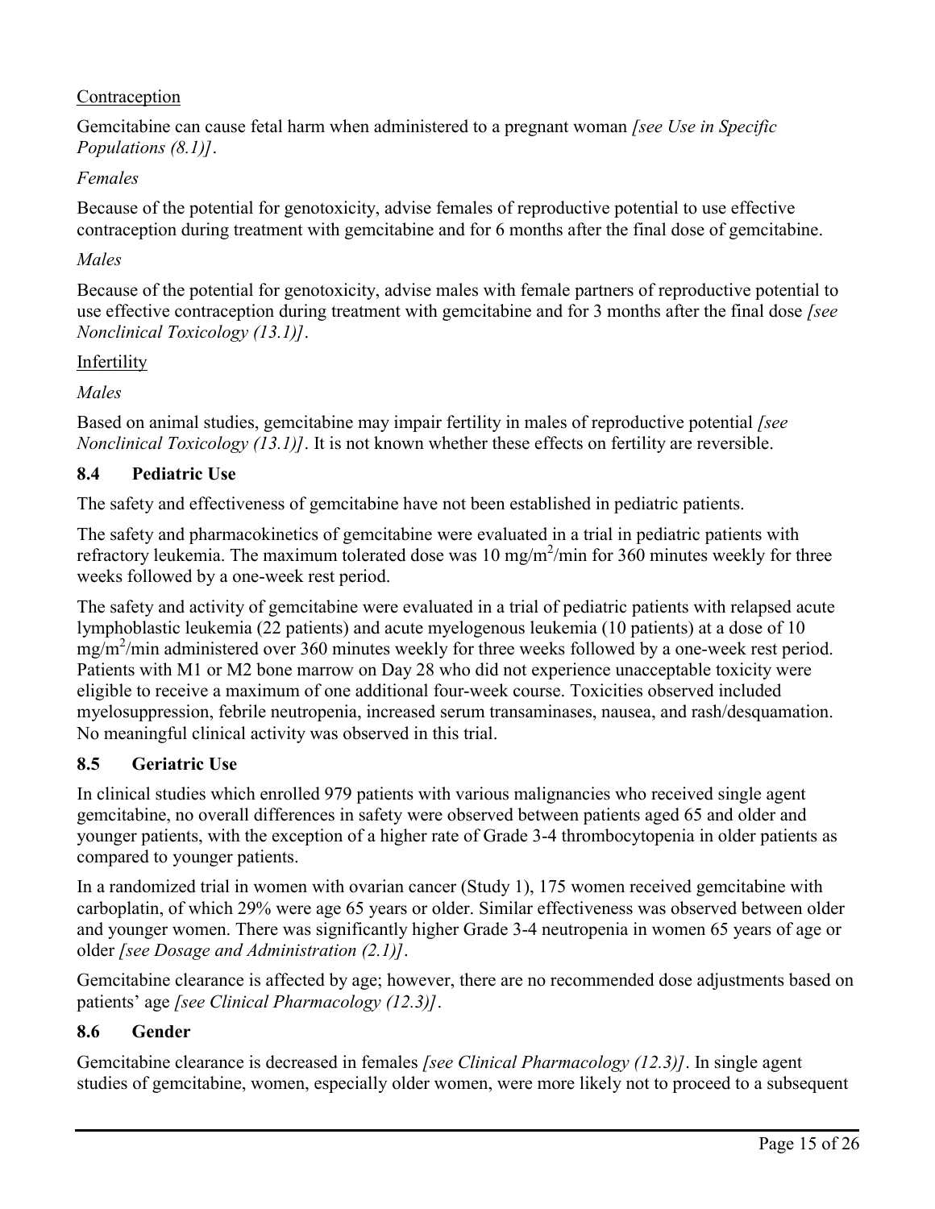Contraception

Gemcitabine can cause fetal harm when administered to a pregnant woman *[see Use in Specific Populations (8.1)]*.

*Females*

Because of the potential for genotoxicity, advise females of reproductive potential to use effective contraception during treatment with gemcitabine and for 6 months after the final dose of gemcitabine.

*Males*

Because of the potential for genotoxicity, advise males with female partners of reproductive potential to use effective contraception during treatment with gemcitabine and for 3 months after the final dose *[see Nonclinical Toxicology (13.1)]*.

Infertility

*Males*

Based on animal studies, gemcitabine may impair fertility in males of reproductive potential *[see Nonclinical Toxicology (13.1)]*. It is not known whether these effects on fertility are reversible.

### 8.4 Pediatric Use

The safety and effectiveness of gemcitabine have not been established in pediatric patients.

The safety and pharmacokinetics of gemcitabine were evaluated in a trial in pediatric patients with refractory leukemia. The maximum tolerated dose was 10 mg/m$^2$/min for 360 minutes weekly for three weeks followed by a one-week rest period.

The safety and activity of gemcitabine were evaluated in a trial of pediatric patients with relapsed acute lymphoblastic leukemia (22 patients) and acute myelogenous leukemia (10 patients) at a dose of 10 mg/m$^2$/min administered over 360 minutes weekly for three weeks followed by a one-week rest period. Patients with M1 or M2 bone marrow on Day 28 who did not experience unacceptable toxicity were eligible to receive a maximum of one additional four-week course. Toxicities observed included myelosuppression, febrile neutropenia, increased serum transaminases, nausea, and rash/desquamation. No meaningful clinical activity was observed in this trial.

### 8.5 Geriatric Use

In clinical studies which enrolled 979 patients with various malignancies who received single agent gemcitabine, no overall differences in safety were observed between patients aged 65 and older and younger patients, with the exception of a higher rate of Grade 3-4 thrombocytopenia in older patients as compared to younger patients.

In a randomized trial in women with ovarian cancer (Study 1), 175 women received gemcitabine with carboplatin, of which 29% were age 65 years or older. Similar effectiveness was observed between older and younger women. There was significantly higher Grade 3-4 neutropenia in women 65 years of age or older *[see Dosage and Administration (2.1)]*.

Gemcitabine clearance is affected by age; however, there are no recommended dose adjustments based on patients' age *[see Clinical Pharmacology (12.3)]*.

### 8.6 Gender

Gemcitabine clearance is decreased in females *[see Clinical Pharmacology (12.3)]*. In single agent studies of gemcitabine, women, especially older women, were more likely not to proceed to a subsequent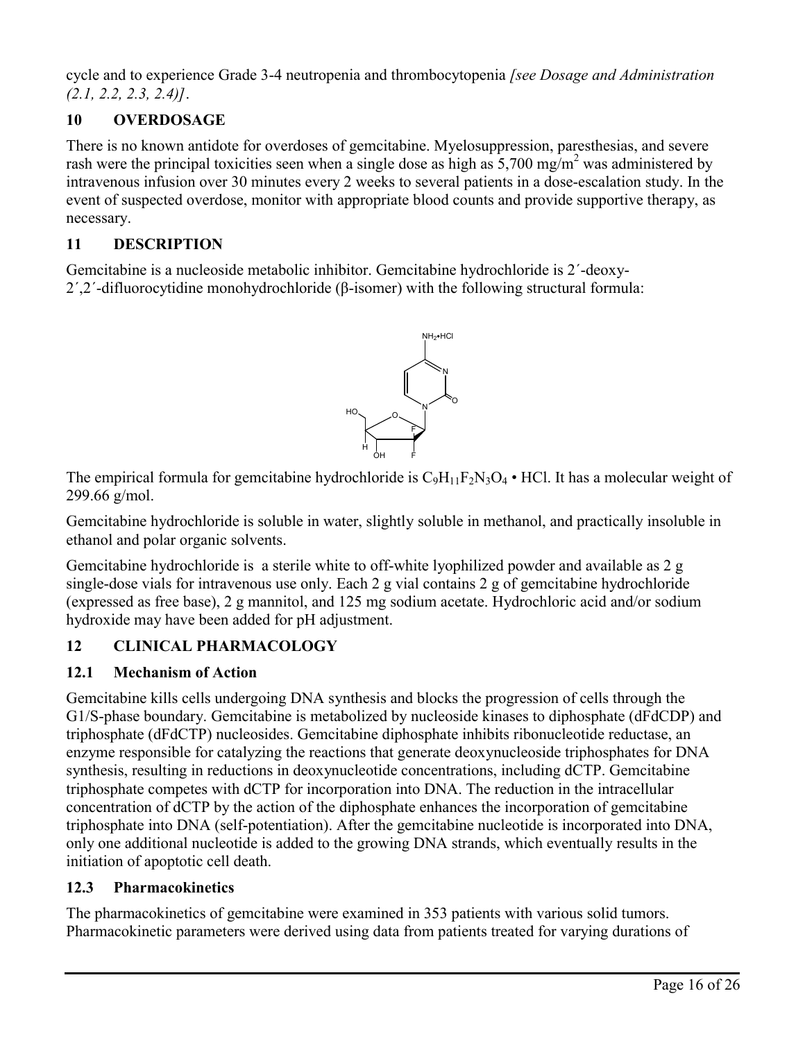cycle and to experience Grade 3-4 neutropenia and thrombocytopenia *[see Dosage and Administration (2.1, 2.2, 2.3, 2.4)]*.

## 10 OVERDOSAGE

There is no known antidote for overdoses of gemcitabine. Myelosuppression, paresthesias, and severe rash were the principal toxicities seen when a single dose as high as 5,700 mg/m$^2$ was administered by intravenous infusion over 30 minutes every 2 weeks to several patients in a dose-escalation study. In the event of suspected overdose, monitor with appropriate blood counts and provide supportive therapy, as necessary.

## 11 DESCRIPTION

Gemcitabine is a nucleoside metabolic inhibitor. Gemcitabine hydrochloride is 2´-deoxy-2´,2´-difluorocytidine monohydrochloride (β-isomer) with the following structural formula:

The empirical formula for gemcitabine hydrochloride is $C_9H_{11}F_2N_3O_4$ • HCl. It has a molecular weight of 299.66 g/mol.

Gemcitabine hydrochloride is soluble in water, slightly soluble in methanol, and practically insoluble in ethanol and polar organic solvents.

Gemcitabine hydrochloride is a sterile white to off-white lyophilized powder and available as 2 g single-dose vials for intravenous use only. Each 2 g vial contains 2 g of gemcitabine hydrochloride (expressed as free base), 2 g mannitol, and 125 mg sodium acetate. Hydrochloric acid and/or sodium hydroxide may have been added for pH adjustment.

## 12 CLINICAL PHARMACOLOGY

### 12.1 Mechanism of Action

Gemcitabine kills cells undergoing DNA synthesis and blocks the progression of cells through the G1/S-phase boundary. Gemcitabine is metabolized by nucleoside kinases to diphosphate (dFdCDP) and triphosphate (dFdCTP) nucleosides. Gemcitabine diphosphate inhibits ribonucleotide reductase, an enzyme responsible for catalyzing the reactions that generate deoxynucleoside triphosphates for DNA synthesis, resulting in reductions in deoxynucleotide concentrations, including dCTP. Gemcitabine triphosphate competes with dCTP for incorporation into DNA. The reduction in the intracellular concentration of dCTP by the action of the diphosphate enhances the incorporation of gemcitabine triphosphate into DNA (self-potentiation). After the gemcitabine nucleotide is incorporated into DNA, only one additional nucleotide is added to the growing DNA strands, which eventually results in the initiation of apoptotic cell death.

### 12.3 Pharmacokinetics

The pharmacokinetics of gemcitabine were examined in 353 patients with various solid tumors. Pharmacokinetic parameters were derived using data from patients treated for varying durations of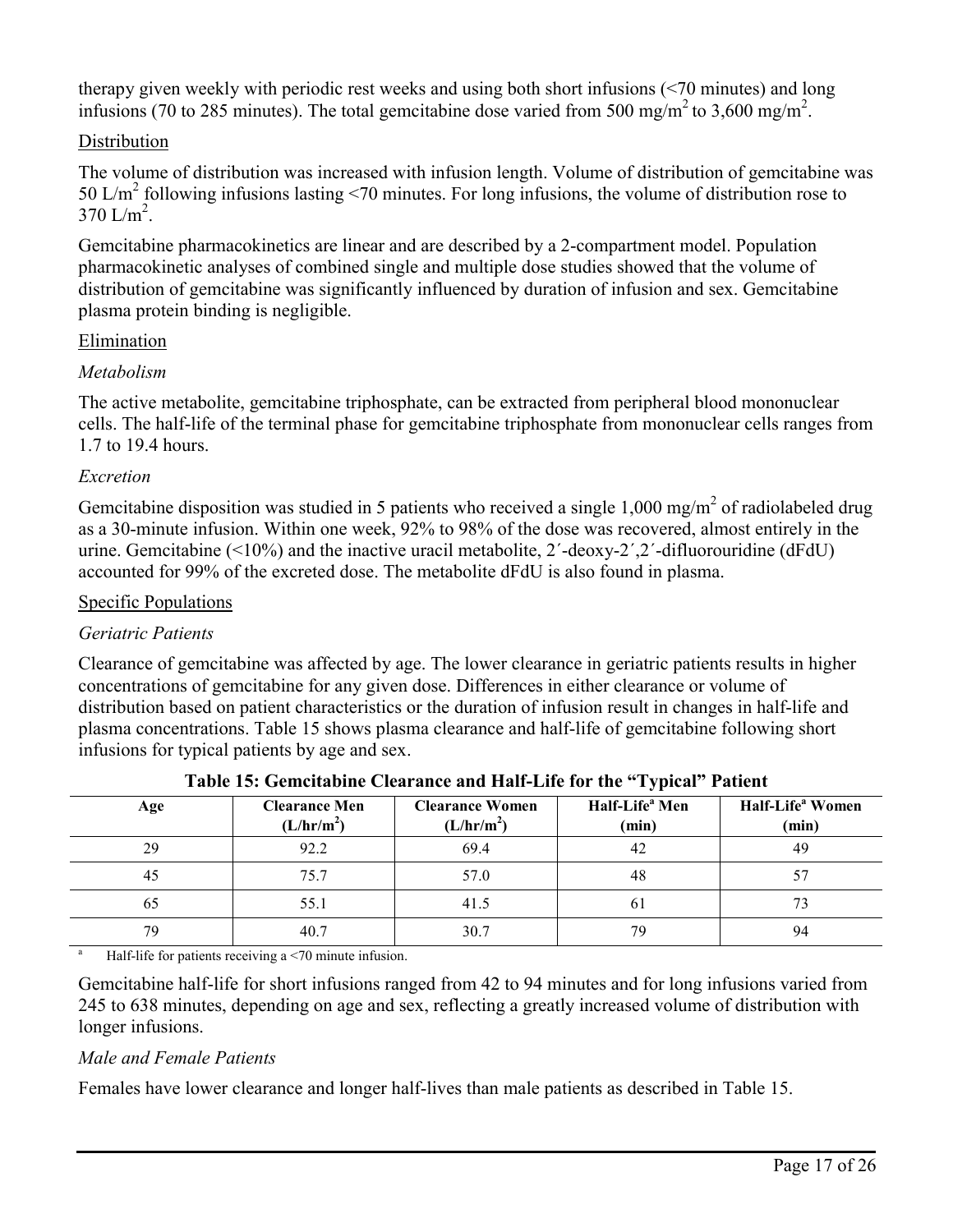therapy given weekly with periodic rest weeks and using both short infusions (<70 minutes) and long infusions (70 to 285 minutes). The total gemcitabine dose varied from 500 mg/$m^2$ to 3,600 mg/$m^2$.

Distribution

The volume of distribution was increased with infusion length. Volume of distribution of gemcitabine was 50 L/$m^2$ following infusions lasting <70 minutes. For long infusions, the volume of distribution rose to 370 L/$m^2$.

Gemcitabine pharmacokinetics are linear and are described by a 2-compartment model. Population pharmacokinetic analyses of combined single and multiple dose studies showed that the volume of distribution of gemcitabine was significantly influenced by duration of infusion and sex. Gemcitabine plasma protein binding is negligible.

Elimination

*Metabolism*

The active metabolite, gemcitabine triphosphate, can be extracted from peripheral blood mononuclear cells. The half-life of the terminal phase for gemcitabine triphosphate from mononuclear cells ranges from 1.7 to 19.4 hours.

*Excretion*

Gemcitabine disposition was studied in 5 patients who received a single 1,000 mg/$m^2$ of radiolabeled drug as a 30-minute infusion. Within one week, 92% to 98% of the dose was recovered, almost entirely in the urine. Gemcitabine (<10%) and the inactive uracil metabolite, 2´-deoxy-2´,2´-difluorouridine (dFdU) accounted for 99% of the excreted dose. The metabolite dFdU is also found in plasma.

Specific Populations

*Geriatric Patients*

Clearance of gemcitabine was affected by age. The lower clearance in geriatric patients results in higher concentrations of gemcitabine for any given dose. Differences in either clearance or volume of distribution based on patient characteristics or the duration of infusion result in changes in half-life and plasma concentrations. Table 15 shows plasma clearance and half-life of gemcitabine following short infusions for typical patients by age and sex.

**Table 15: Gemcitabine Clearance and Half-Life for the "Typical" Patient**

| Age | Clearance Men (L/hr/$m^2$) | Clearance Women (L/hr/$m^2$) | Half-Life[a] Men (min) | Half-Life[a] Women (min) |
|---|---|---|---|---|
| 29 | 92.2 | 69.4 | 42 | 49 |
| 45 | 75.7 | 57.0 | 48 | 57 |
| 65 | 55.1 | 41.5 | 61 | 73 |
| 79 | 40.7 | 30.7 | 79 | 94 |

[a] Half-life for patients receiving a <70 minute infusion.

Gemcitabine half-life for short infusions ranged from 42 to 94 minutes and for long infusions varied from 245 to 638 minutes, depending on age and sex, reflecting a greatly increased volume of distribution with longer infusions.

*Male and Female Patients*

Females have lower clearance and longer half-lives than male patients as described in Table 15.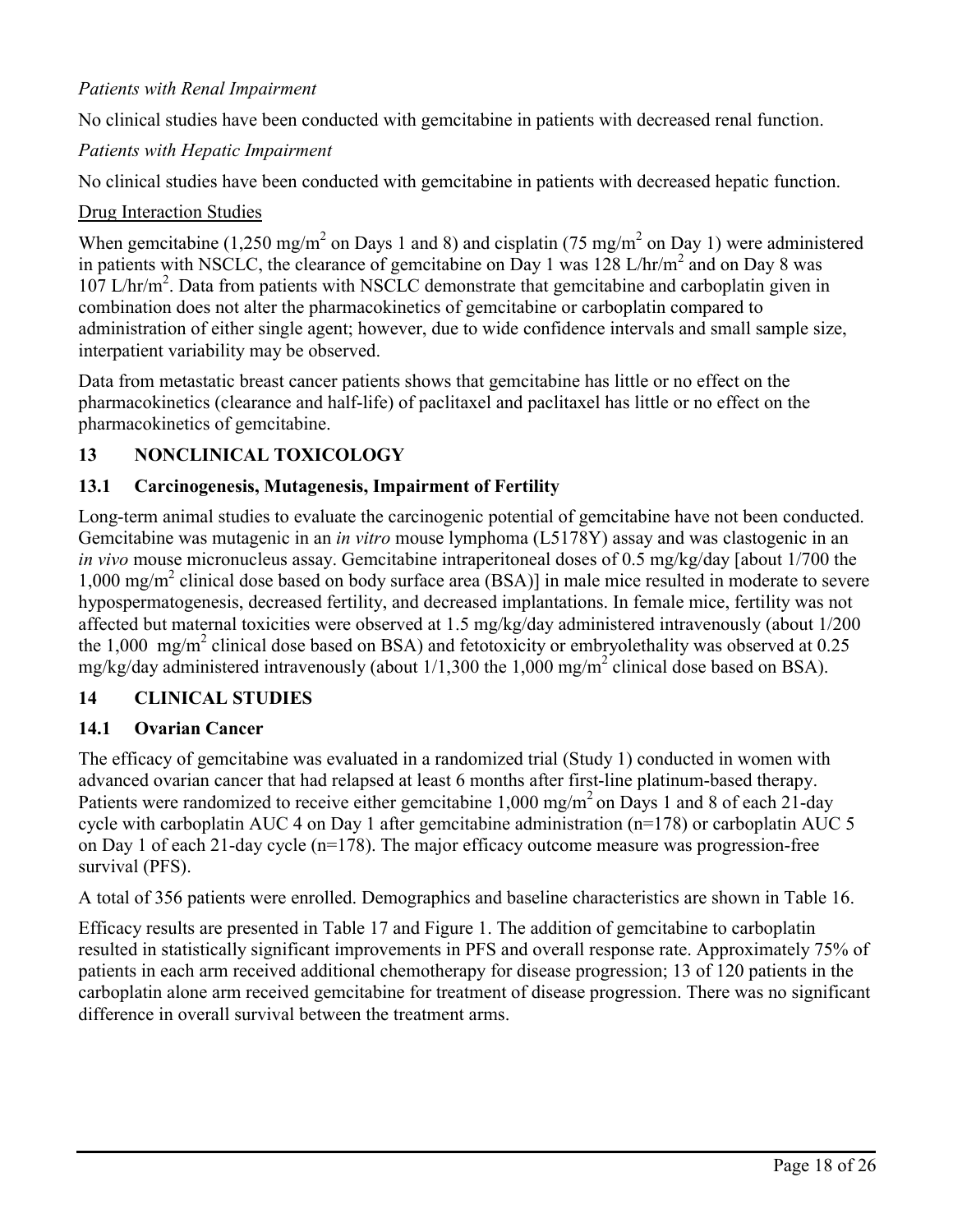*Patients with Renal Impairment*

No clinical studies have been conducted with gemcitabine in patients with decreased renal function.

*Patients with Hepatic Impairment*

No clinical studies have been conducted with gemcitabine in patients with decreased hepatic function.

Drug Interaction Studies

When gemcitabine (1,250 mg/m$^2$ on Days 1 and 8) and cisplatin (75 mg/m$^2$ on Day 1) were administered in patients with NSCLC, the clearance of gemcitabine on Day 1 was 128 L/hr/m$^2$ and on Day 8 was 107 L/hr/m$^2$. Data from patients with NSCLC demonstrate that gemcitabine and carboplatin given in combination does not alter the pharmacokinetics of gemcitabine or carboplatin compared to administration of either single agent; however, due to wide confidence intervals and small sample size, interpatient variability may be observed.

Data from metastatic breast cancer patients shows that gemcitabine has little or no effect on the pharmacokinetics (clearance and half-life) of paclitaxel and paclitaxel has little or no effect on the pharmacokinetics of gemcitabine.

## 13 NONCLINICAL TOXICOLOGY

### 13.1 Carcinogenesis, Mutagenesis, Impairment of Fertility

Long-term animal studies to evaluate the carcinogenic potential of gemcitabine have not been conducted. Gemcitabine was mutagenic in an *in vitro* mouse lymphoma (L5178Y) assay and was clastogenic in an *in vivo* mouse micronucleus assay. Gemcitabine intraperitoneal doses of 0.5 mg/kg/day [about 1/700 the 1,000 mg/m$^2$ clinical dose based on body surface area (BSA)] in male mice resulted in moderate to severe hypospermatogenesis, decreased fertility, and decreased implantations. In female mice, fertility was not affected but maternal toxicities were observed at 1.5 mg/kg/day administered intravenously (about 1/200 the 1,000 mg/m$^2$ clinical dose based on BSA) and fetotoxicity or embryolethality was observed at 0.25 mg/kg/day administered intravenously (about 1/1,300 the 1,000 mg/m$^2$ clinical dose based on BSA).

## 14 CLINICAL STUDIES

### 14.1 Ovarian Cancer

The efficacy of gemcitabine was evaluated in a randomized trial (Study 1) conducted in women with advanced ovarian cancer that had relapsed at least 6 months after first-line platinum-based therapy. Patients were randomized to receive either gemcitabine 1,000 mg/m$^2$ on Days 1 and 8 of each 21-day cycle with carboplatin AUC 4 on Day 1 after gemcitabine administration (n=178) or carboplatin AUC 5 on Day 1 of each 21-day cycle (n=178). The major efficacy outcome measure was progression-free survival (PFS).

A total of 356 patients were enrolled. Demographics and baseline characteristics are shown in Table 16.

Efficacy results are presented in Table 17 and Figure 1. The addition of gemcitabine to carboplatin resulted in statistically significant improvements in PFS and overall response rate. Approximately 75% of patients in each arm received additional chemotherapy for disease progression; 13 of 120 patients in the carboplatin alone arm received gemcitabine for treatment of disease progression. There was no significant difference in overall survival between the treatment arms.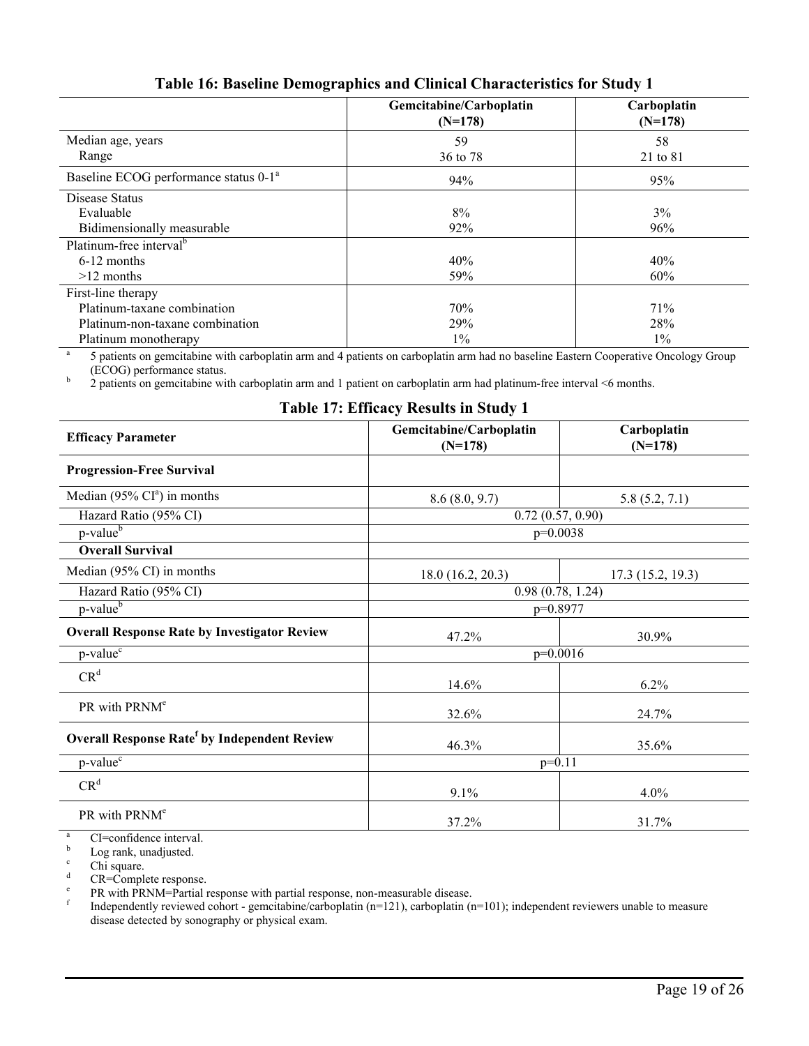**Table 16: Baseline Demographics and Clinical Characteristics for Study 1**

| | Gemcitabine/Carboplatin (N=178) | Carboplatin (N=178) |
|---|---|---|
| Median age, years | 59 | 58 |
| Range | 36 to 78 | 21 to 81 |
| Baseline ECOG performance status 0-1[a] | 94% | 95% |
| Disease Status | | |
| Evaluable | 8% | 3% |
| Bidimensionally measurable | 92% | 96% |
| Platinum-free interval[b] | | |
| 6-12 months | 40% | 40% |
| >12 months | 59% | 60% |
| First-line therapy | | |
| Platinum-taxane combination | 70% | 71% |
| Platinum-non-taxane combination | 29% | 28% |
| Platinum monotherapy | 1% | 1% |

[a] 5 patients on gemcitabine with carboplatin arm and 4 patients on carboplatin arm had no baseline Eastern Cooperative Oncology Group (ECOG) performance status.
[b] 2 patients on gemcitabine with carboplatin arm and 1 patient on carboplatin arm had platinum-free interval <6 months.

**Table 17: Efficacy Results in Study 1**

| Efficacy Parameter | Gemcitabine/Carboplatin (N=178) | Carboplatin (N=178) |
|---|---|---|
| **Progression-Free Survival** | | |
| Median (95% CI[a]) in months | 8.6 (8.0, 9.7) | 5.8 (5.2, 7.1) |
| Hazard Ratio (95% CI) | 0.72 (0.57, 0.90) | |
| p-value[b] | p=0.0038 | |
| **Overall Survival** | | |
| Median (95% CI) in months | 18.0 (16.2, 20.3) | 17.3 (15.2, 19.3) |
| Hazard Ratio (95% CI) | 0.98 (0.78, 1.24) | |
| p-value[b] | p=0.8977 | |
| **Overall Response Rate by Investigator Review** | 47.2% | 30.9% |
| p-value[c] | p=0.0016 | |
| CR[d] | 14.6% | 6.2% |
| PR with PRNM[e] | 32.6% | 24.7% |
| **Overall Response Rate[f] by Independent Review** | 46.3% | 35.6% |
| p-value[c] | p=0.11 | |
| CR[d] | 9.1% | 4.0% |
| PR with PRNM[e] | 37.2% | 31.7% |

[a] CI=confidence interval.
[b] Log rank, unadjusted.
[c] Chi square.
[d] CR=Complete response.
[e] PR with PRNM=Partial response with partial response, non-measurable disease.
[f] Independently reviewed cohort - gemcitabine/carboplatin (n=121), carboplatin (n=101); independent reviewers unable to measure disease detected by sonography or physical exam.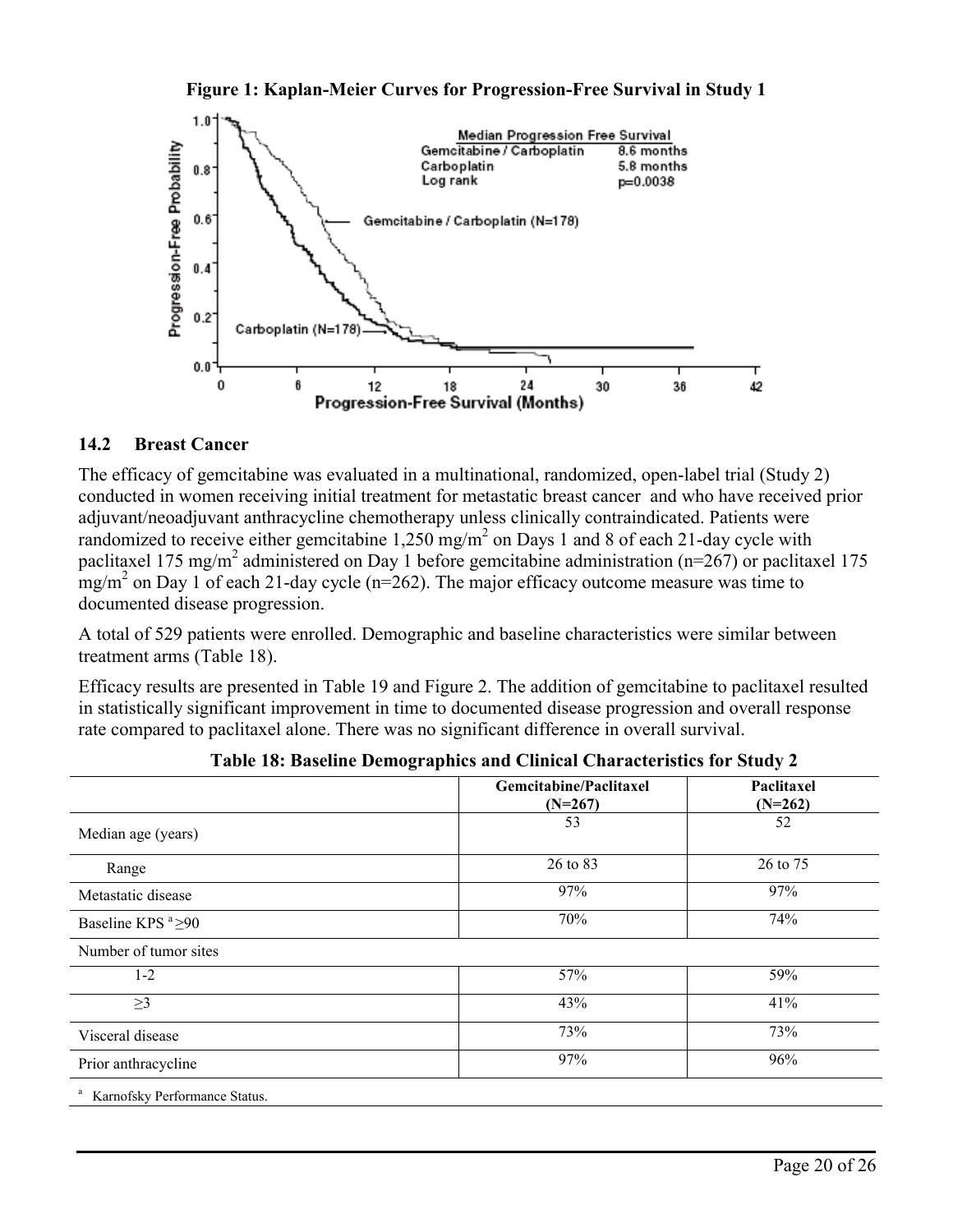**Figure 1: Kaplan-Meier Curves for Progression-Free Survival in Study 1**

### 14.2 Breast Cancer

The efficacy of gemcitabine was evaluated in a multinational, randomized, open-label trial (Study 2) conducted in women receiving initial treatment for metastatic breast cancer and who have received prior adjuvant/neoadjuvant anthracycline chemotherapy unless clinically contraindicated. Patients were randomized to receive either gemcitabine 1,250 mg/m$^2$ on Days 1 and 8 of each 21-day cycle with paclitaxel 175 mg/m$^2$ administered on Day 1 before gemcitabine administration (n=267) or paclitaxel 175 mg/m$^2$ on Day 1 of each 21-day cycle (n=262). The major efficacy outcome measure was time to documented disease progression.

A total of 529 patients were enrolled. Demographic and baseline characteristics were similar between treatment arms (Table 18).

Efficacy results are presented in Table 19 and Figure 2. The addition of gemcitabine to paclitaxel resulted in statistically significant improvement in time to documented disease progression and overall response rate compared to paclitaxel alone. There was no significant difference in overall survival.

**Table 18: Baseline Demographics and Clinical Characteristics for Study 2**

| | Gemcitabine/Paclitaxel (N=267) | Paclitaxel (N=262) |
|---|---|---|
| Median age (years) | 53 | 52 |
| Range | 26 to 83 | 26 to 75 |
| Metastatic disease | 97% | 97% |
| Baseline KPS [a] ≥90 | 70% | 74% |
| Number of tumor sites | | |
| 1-2 | 57% | 59% |
| ≥3 | 43% | 41% |
| Visceral disease | 73% | 73% |
| Prior anthracycline | 97% | 96% |

[a] Karnofsky Performance Status.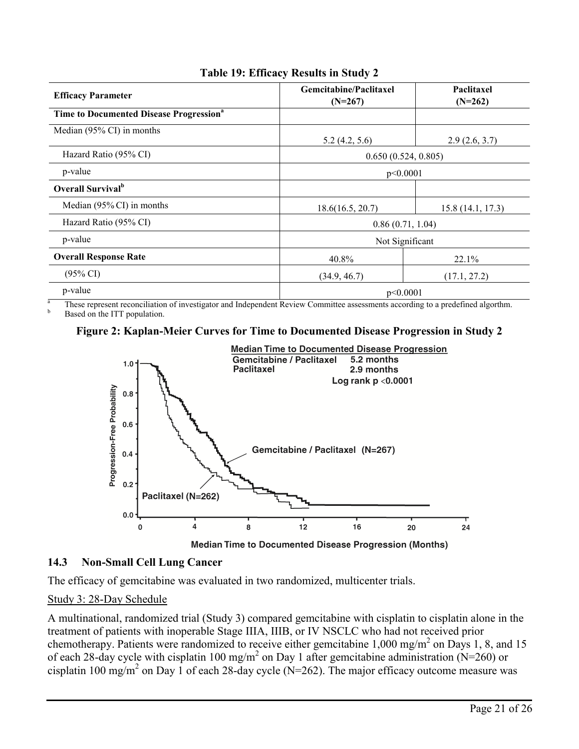**Table 19: Efficacy Results in Study 2**

| Efficacy Parameter | Gemcitabine/Paclitaxel (N=267) | Paclitaxel (N=262) |
|---|---|---|
| **Time to Documented Disease Progression[a]** | | |
| Median (95% CI) in months | 5.2 (4.2, 5.6) | 2.9 (2.6, 3.7) |
| Hazard Ratio (95% CI) | 0.650 (0.524, 0.805) | |
| p-value | p<0.0001 | |
| **Overall Survival[b]** | | |
| Median (95% CI) in months | 18.6(16.5, 20.7) | 15.8 (14.1, 17.3) |
| Hazard Ratio (95% CI) | 0.86 (0.71, 1.04) | |
| p-value | Not Significant | |
| **Overall Response Rate** | 40.8% | 22.1% |
| (95% CI) | (34.9, 46.7) | (17.1, 27.2) |
| p-value | p<0.0001 | |

[a] These represent reconciliation of investigator and Independent Review Committee assessments according to a predefined algorthm.
[b] Based on the ITT population.

**Figure 2: Kaplan-Meier Curves for Time to Documented Disease Progression in Study 2**

## 14.3 Non-Small Cell Lung Cancer

The efficacy of gemcitabine was evaluated in two randomized, multicenter trials.

Study 3: 28-Day Schedule

A multinational, randomized trial (Study 3) compared gemcitabine with cisplatin to cisplatin alone in the treatment of patients with inoperable Stage IIIA, IIIB, or IV NSCLC who had not received prior chemotherapy. Patients were randomized to receive either gemcitabine 1,000 mg/m$^2$ on Days 1, 8, and 15 of each 28-day cycle with cisplatin 100 mg/m$^2$ on Day 1 after gemcitabine administration (N=260) or cisplatin 100 mg/m$^2$ on Day 1 of each 28-day cycle (N=262). The major efficacy outcome measure was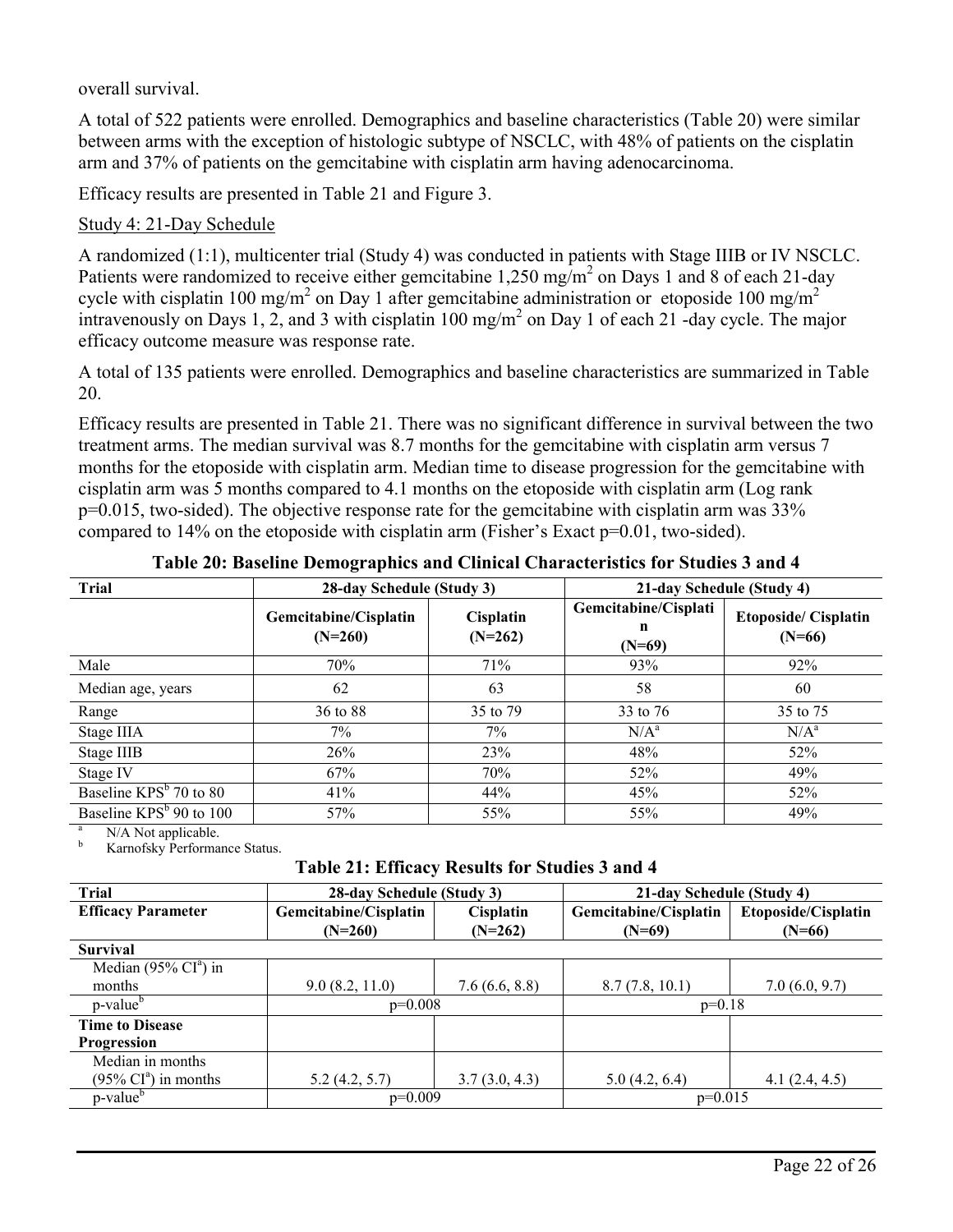overall survival.

A total of 522 patients were enrolled. Demographics and baseline characteristics (Table 20) were similar between arms with the exception of histologic subtype of NSCLC, with 48% of patients on the cisplatin arm and 37% of patients on the gemcitabine with cisplatin arm having adenocarcinoma.

Efficacy results are presented in Table 21 and Figure 3.

Study 4: 21-Day Schedule

A randomized (1:1), multicenter trial (Study 4) was conducted in patients with Stage IIIB or IV NSCLC. Patients were randomized to receive either gemcitabine 1,250 mg/m$^2$ on Days 1 and 8 of each 21-day cycle with cisplatin 100 mg/m$^2$ on Day 1 after gemcitabine administration or etoposide 100 mg/m$^2$ intravenously on Days 1, 2, and 3 with cisplatin 100 mg/m$^2$ on Day 1 of each 21 -day cycle. The major efficacy outcome measure was response rate.

A total of 135 patients were enrolled. Demographics and baseline characteristics are summarized in Table 20.

Efficacy results are presented in Table 21. There was no significant difference in survival between the two treatment arms. The median survival was 8.7 months for the gemcitabine with cisplatin arm versus 7 months for the etoposide with cisplatin arm. Median time to disease progression for the gemcitabine with cisplatin arm was 5 months compared to 4.1 months on the etoposide with cisplatin arm (Log rank p=0.015, two-sided). The objective response rate for the gemcitabine with cisplatin arm was 33% compared to 14% on the etoposide with cisplatin arm (Fisher's Exact p=0.01, two-sided).

**Table 20: Baseline Demographics and Clinical Characteristics for Studies 3 and 4**

| Trial | 28-day Schedule (Study 3) | | 21-day Schedule (Study 4) | |
|---|---|---|---|---|
| | Gemcitabine/Cisplatin (N=260) | Cisplatin (N=262) | Gemcitabine/Cisplatin (N=69) | Etoposide/ Cisplatin (N=66) |
| Male | 70% | 71% | 93% | 92% |
| Median age, years | 62 | 63 | 58 | 60 |
| Range | 36 to 88 | 35 to 79 | 33 to 76 | 35 to 75 |
| Stage IIIA | 7% | 7% | N/A[a] | N/A[a] |
| Stage IIIB | 26% | 23% | 48% | 52% |
| Stage IV | 67% | 70% | 52% | 49% |
| Baseline KPS[b] 70 to 80 | 41% | 44% | 45% | 52% |
| Baseline KPS[b] 90 to 100 | 57% | 55% | 55% | 49% |

[a] N/A Not applicable.
[b] Karnofsky Performance Status.

**Table 21: Efficacy Results for Studies 3 and 4**

| Trial | 28-day Schedule (Study 3) | | 21-day Schedule (Study 4) | |
|---|---|---|---|---|
| **Efficacy Parameter** | **Gemcitabine/Cisplatin (N=260)** | **Cisplatin (N=262)** | **Gemcitabine/Cisplatin (N=69)** | **Etoposide/Cisplatin (N=66)** |
| **Survival** | | | | |
| Median (95% CI[a]) in months | 9.0 (8.2, 11.0) | 7.6 (6.6, 8.8) | 8.7 (7.8, 10.1) | 7.0 (6.0, 9.7) |
| p-value[b] | p=0.008 | | p=0.18 | |
| **Time to Disease Progression** | | | | |
| Median in months (95% CI[a]) in months | 5.2 (4.2, 5.7) | 3.7 (3.0, 4.3) | 5.0 (4.2, 6.4) | 4.1 (2.4, 4.5) |
| p-value[b] | p=0.009 | | p=0.015 | |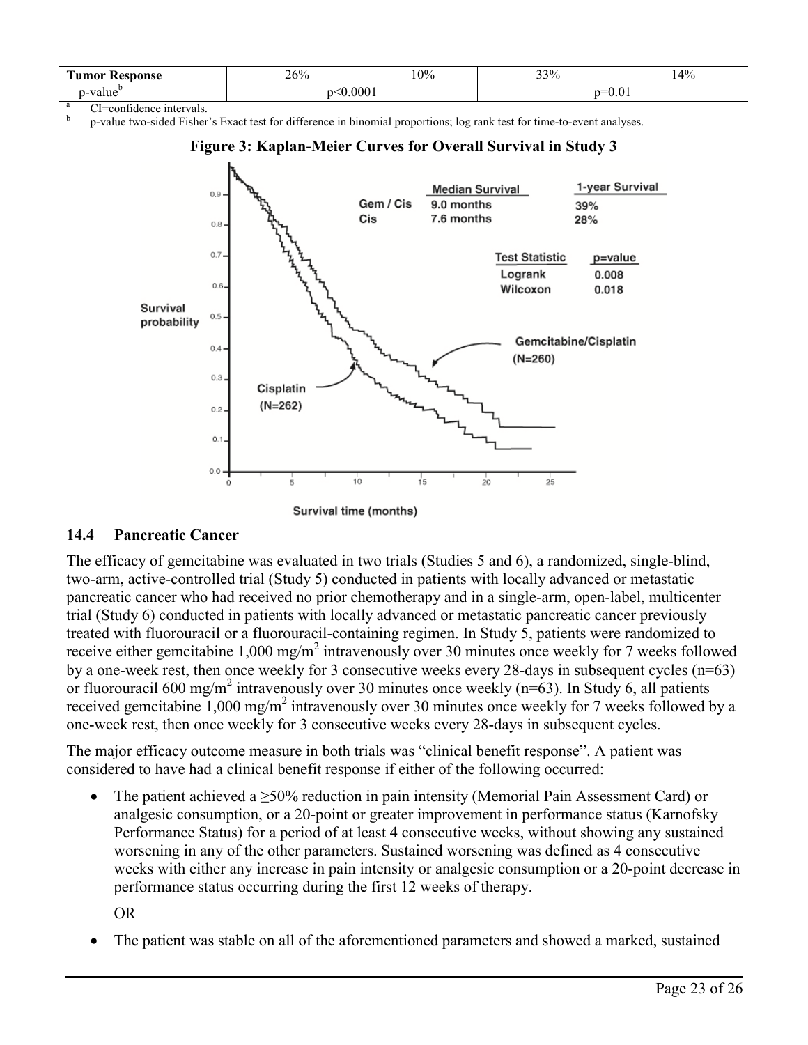| Tumor Response | 26% | 10% | 33% | 14% |
|---|---|---|---|---|
| p-value[b] | p<0.0001 | | p=0.01 | |

[a] CI=confidence intervals.

[b] p-value two-sided Fisher's Exact test for difference in binomial proportions; log rank test for time-to-event analyses.

**Figure 3: Kaplan-Meier Curves for Overall Survival in Study 3**

## 14.4 Pancreatic Cancer

The efficacy of gemcitabine was evaluated in two trials (Studies 5 and 6), a randomized, single-blind, two-arm, active-controlled trial (Study 5) conducted in patients with locally advanced or metastatic pancreatic cancer who had received no prior chemotherapy and in a single-arm, open-label, multicenter trial (Study 6) conducted in patients with locally advanced or metastatic pancreatic cancer previously treated with fluorouracil or a fluorouracil-containing regimen. In Study 5, patients were randomized to receive either gemcitabine 1,000 mg/m$^2$ intravenously over 30 minutes once weekly for 7 weeks followed by a one-week rest, then once weekly for 3 consecutive weeks every 28-days in subsequent cycles (n=63) or fluorouracil 600 mg/m$^2$ intravenously over 30 minutes once weekly (n=63). In Study 6, all patients received gemcitabine 1,000 mg/m$^2$ intravenously over 30 minutes once weekly for 7 weeks followed by a one-week rest, then once weekly for 3 consecutive weeks every 28-days in subsequent cycles.

The major efficacy outcome measure in both trials was "clinical benefit response". A patient was considered to have had a clinical benefit response if either of the following occurred:

- The patient achieved a ≥50% reduction in pain intensity (Memorial Pain Assessment Card) or analgesic consumption, or a 20-point or greater improvement in performance status (Karnofsky Performance Status) for a period of at least 4 consecutive weeks, without showing any sustained worsening in any of the other parameters. Sustained worsening was defined as 4 consecutive weeks with either any increase in pain intensity or analgesic consumption or a 20-point decrease in performance status occurring during the first 12 weeks of therapy.

  OR

- The patient was stable on all of the aforementioned parameters and showed a marked, sustained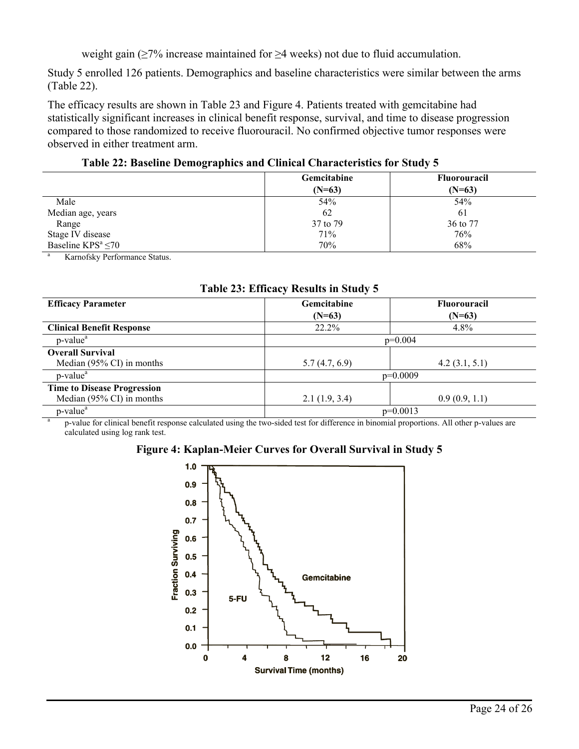weight gain (≥7% increase maintained for ≥4 weeks) not due to fluid accumulation.

Study 5 enrolled 126 patients. Demographics and baseline characteristics were similar between the arms (Table 22).

The efficacy results are shown in Table 23 and Figure 4. Patients treated with gemcitabine had statistically significant increases in clinical benefit response, survival, and time to disease progression compared to those randomized to receive fluorouracil. No confirmed objective tumor responses were observed in either treatment arm.

**Table 22: Baseline Demographics and Clinical Characteristics for Study 5**

| | Gemcitabine (N=63) | Fluorouracil (N=63) |
|---|---|---|
| Male | 54% | 54% |
| Median age, years | 62 | 61 |
| Range | 37 to 79 | 36 to 77 |
| Stage IV disease | 71% | 76% |
| Baseline KPS[a] ≤70 | 70% | 68% |

[a] Karnofsky Performance Status.

**Table 23: Efficacy Results in Study 5**

| Efficacy Parameter | Gemcitabine (N=63) | Fluorouracil (N=63) |
|---|---|---|
| **Clinical Benefit Response** | 22.2% | 4.8% |
| p-value[a] | p=0.004 | |
| **Overall Survival** | | |
| Median (95% CI) in months | 5.7 (4.7, 6.9) | 4.2 (3.1, 5.1) |
| p-value[a] | p=0.0009 | |
| **Time to Disease Progression** | | |
| Median (95% CI) in months | 2.1 (1.9, 3.4) | 0.9 (0.9, 1.1) |
| p-value[a] | p=0.0013 | |

[a] p-value for clinical benefit response calculated using the two-sided test for difference in binomial proportions. All other p-values are calculated using log rank test.

**Figure 4: Kaplan-Meier Curves for Overall Survival in Study 5**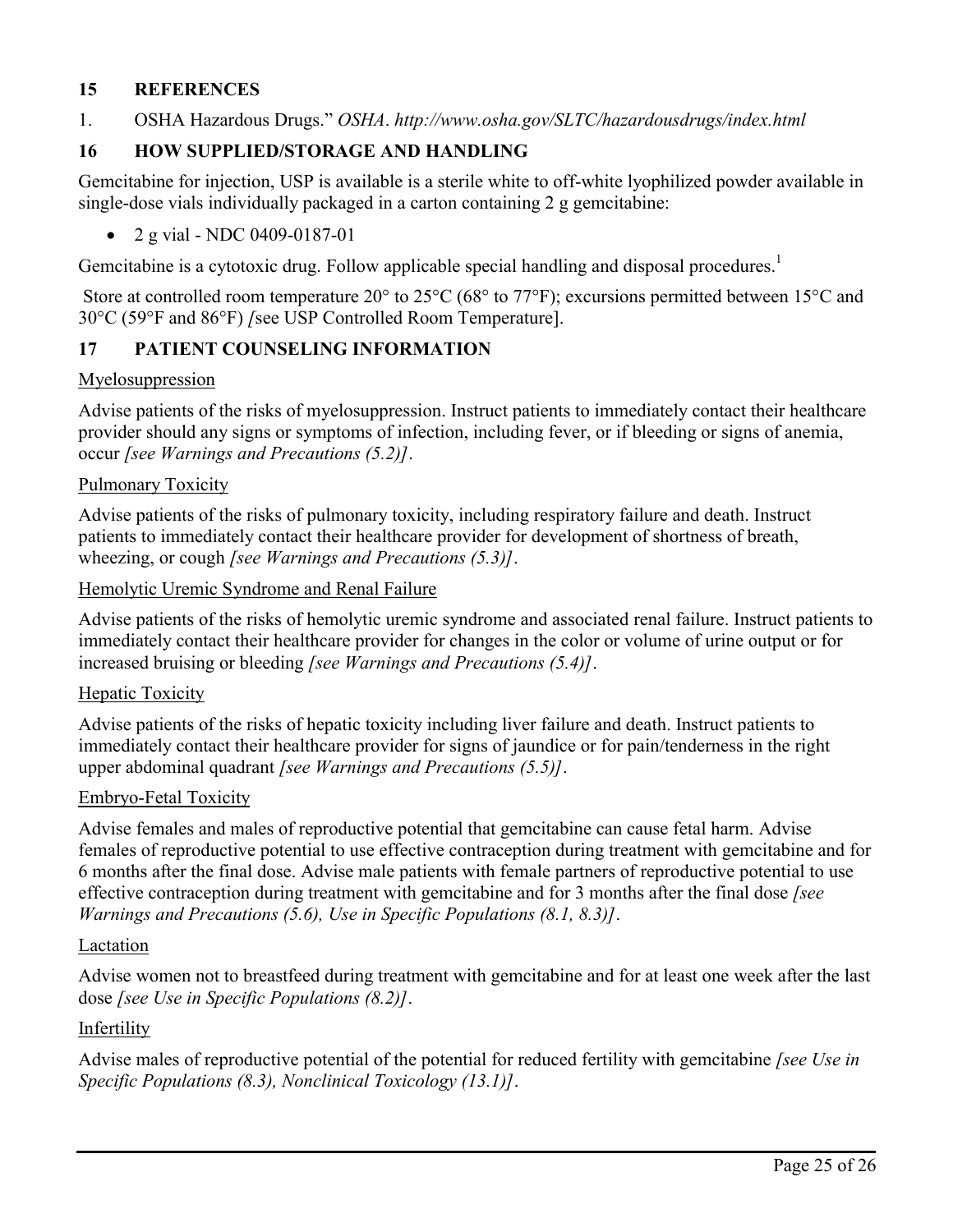## 15 REFERENCES

1. OSHA Hazardous Drugs." *OSHA*. *http://www.osha.gov/SLTC/hazardousdrugs/index.html*

## 16 HOW SUPPLIED/STORAGE AND HANDLING

Gemcitabine for injection, USP is available is a sterile white to off-white lyophilized powder available in single-dose vials individually packaged in a carton containing 2 g gemcitabine:

- 2 g vial - NDC 0409-0187-01

Gemcitabine is a cytotoxic drug. Follow applicable special handling and disposal procedures.[1]

Store at controlled room temperature 20° to 25°C (68° to 77°F); excursions permitted between 15°C and 30°C (59°F and 86°F) *[*see USP Controlled Room Temperature].

## 17 PATIENT COUNSELING INFORMATION

Myelosuppression

Advise patients of the risks of myelosuppression. Instruct patients to immediately contact their healthcare provider should any signs or symptoms of infection, including fever, or if bleeding or signs of anemia, occur *[see Warnings and Precautions (5.2)]*.

Pulmonary Toxicity

Advise patients of the risks of pulmonary toxicity, including respiratory failure and death. Instruct patients to immediately contact their healthcare provider for development of shortness of breath, wheezing, or cough *[see Warnings and Precautions (5.3)]*.

Hemolytic Uremic Syndrome and Renal Failure

Advise patients of the risks of hemolytic uremic syndrome and associated renal failure. Instruct patients to immediately contact their healthcare provider for changes in the color or volume of urine output or for increased bruising or bleeding *[see Warnings and Precautions (5.4)]*.

Hepatic Toxicity

Advise patients of the risks of hepatic toxicity including liver failure and death. Instruct patients to immediately contact their healthcare provider for signs of jaundice or for pain/tenderness in the right upper abdominal quadrant *[see Warnings and Precautions (5.5)]*.

Embryo-Fetal Toxicity

Advise females and males of reproductive potential that gemcitabine can cause fetal harm. Advise females of reproductive potential to use effective contraception during treatment with gemcitabine and for 6 months after the final dose. Advise male patients with female partners of reproductive potential to use effective contraception during treatment with gemcitabine and for 3 months after the final dose *[see Warnings and Precautions (5.6), Use in Specific Populations (8.1, 8.3)]*.

Lactation

Advise women not to breastfeed during treatment with gemcitabine and for at least one week after the last dose *[see Use in Specific Populations (8.2)]*.

Infertility

Advise males of reproductive potential of the potential for reduced fertility with gemcitabine *[see Use in Specific Populations (8.3), Nonclinical Toxicology (13.1)]*.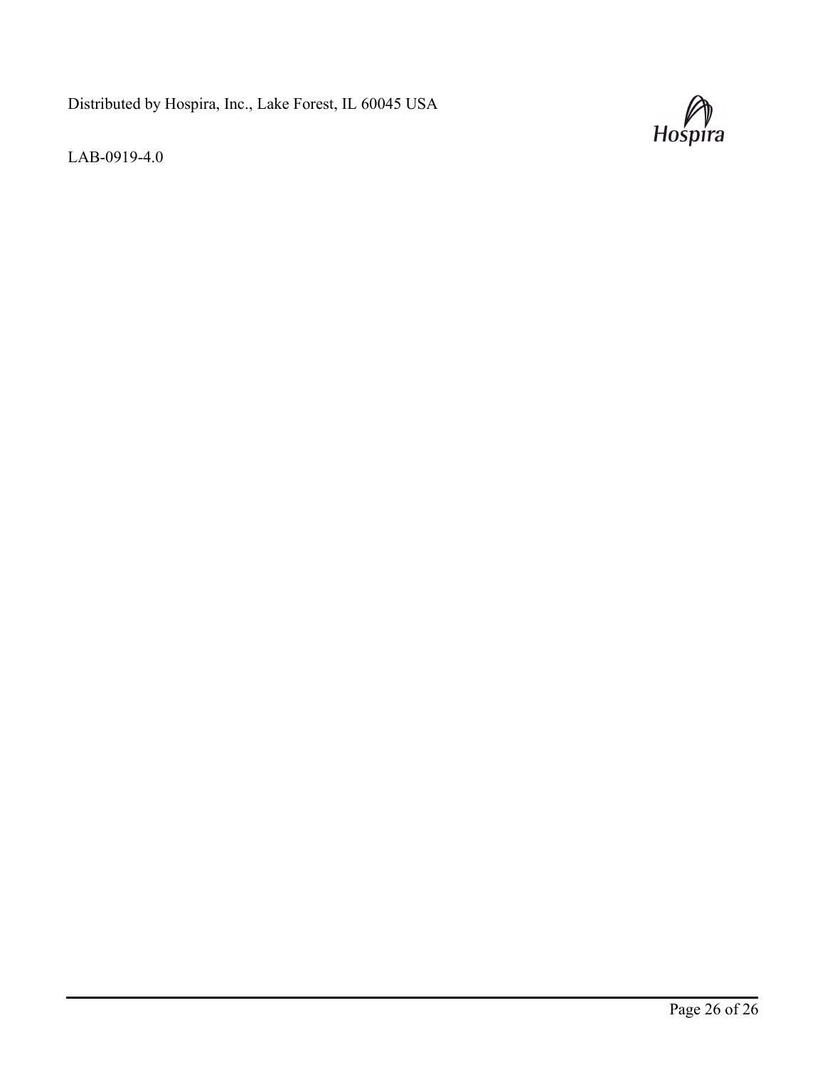Distributed by Hospira, Inc., Lake Forest, IL 60045 USA

Hospira

LAB-0919-4.0